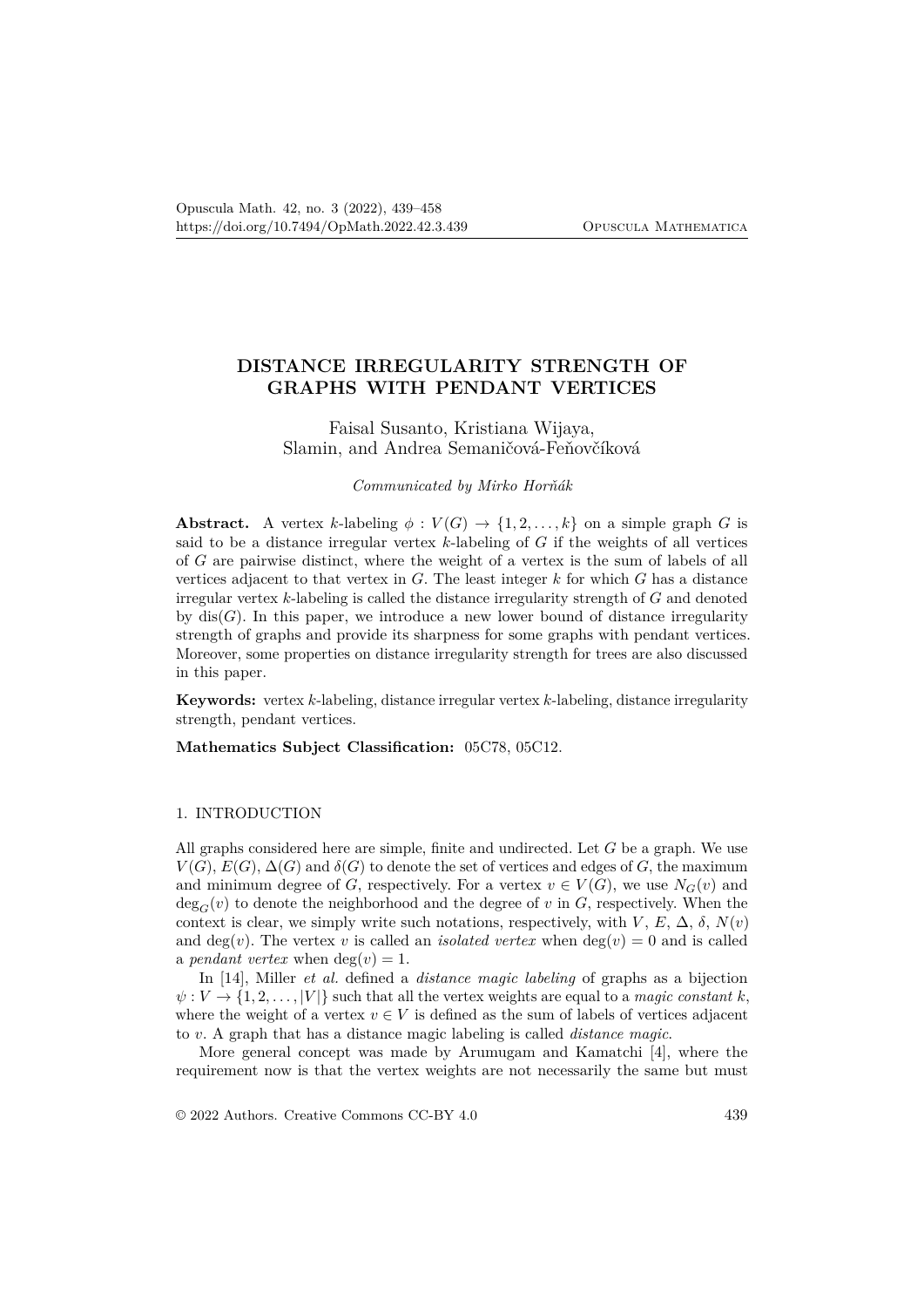# DISTANCE IRREGULARITY STRENGTH OF GRAPHS WITH PENDANT VERTICES

Faisal Susanto, Kristiana Wijaya,
Slamin, and Andrea Semaničová-Feňovčíková

*Communicated by Mirko Horňák*

**Abstract.** A vertex $k$-labeling $\phi : V(G) \to \{1, 2, \dots, k\}$ on a simple graph $G$ is said to be a distance irregular vertex $k$-labeling of $G$ if the weights of all vertices of $G$ are pairwise distinct, where the weight of a vertex is the sum of labels of all vertices adjacent to that vertex in $G$. The least integer $k$ for which $G$ has a distance irregular vertex $k$-labeling is called the distance irregularity strength of $G$ and denoted by $\text{dis}(G)$. In this paper, we introduce a new lower bound of distance irregularity strength of graphs and provide its sharpness for some graphs with pendant vertices. Moreover, some properties on distance irregularity strength for trees are also discussed in this paper.

**Keywords:** vertex $k$-labeling, distance irregular vertex $k$-labeling, distance irregularity strength, pendant vertices.

**Mathematics Subject Classification:** 05C78, 05C12.

## 1. INTRODUCTION

All graphs considered here are simple, finite and undirected. Let $G$ be a graph. We use $V(G)$, $E(G)$, $\Delta(G)$ and $\delta(G)$ to denote the set of vertices and edges of $G$, the maximum and minimum degree of $G$, respectively. For a vertex $v \in V(G)$, we use $N_G(v)$ and $\deg_G(v)$ to denote the neighborhood and the degree of $v$ in $G$, respectively. When the context is clear, we simply write such notations, respectively, with $V$, $E$, $\Delta$, $\delta$, $N(v)$ and $\deg(v)$. The vertex $v$ is called an *isolated vertex* when $\deg(v) = 0$ and is called a *pendant vertex* when $\deg(v) = 1$.

In [14], Miller *et al.* defined a *distance magic labeling* of graphs as a bijection $\psi : V \to \{1, 2, \dots, |V|\}$ such that all the vertex weights are equal to a *magic constant* $k$, where the weight of a vertex $v \in V$ is defined as the sum of labels of vertices adjacent to $v$. A graph that has a distance magic labeling is called *distance magic*.

More general concept was made by Arumugam and Kamatchi [4], where the requirement now is that the vertex weights are not necessarily the same but must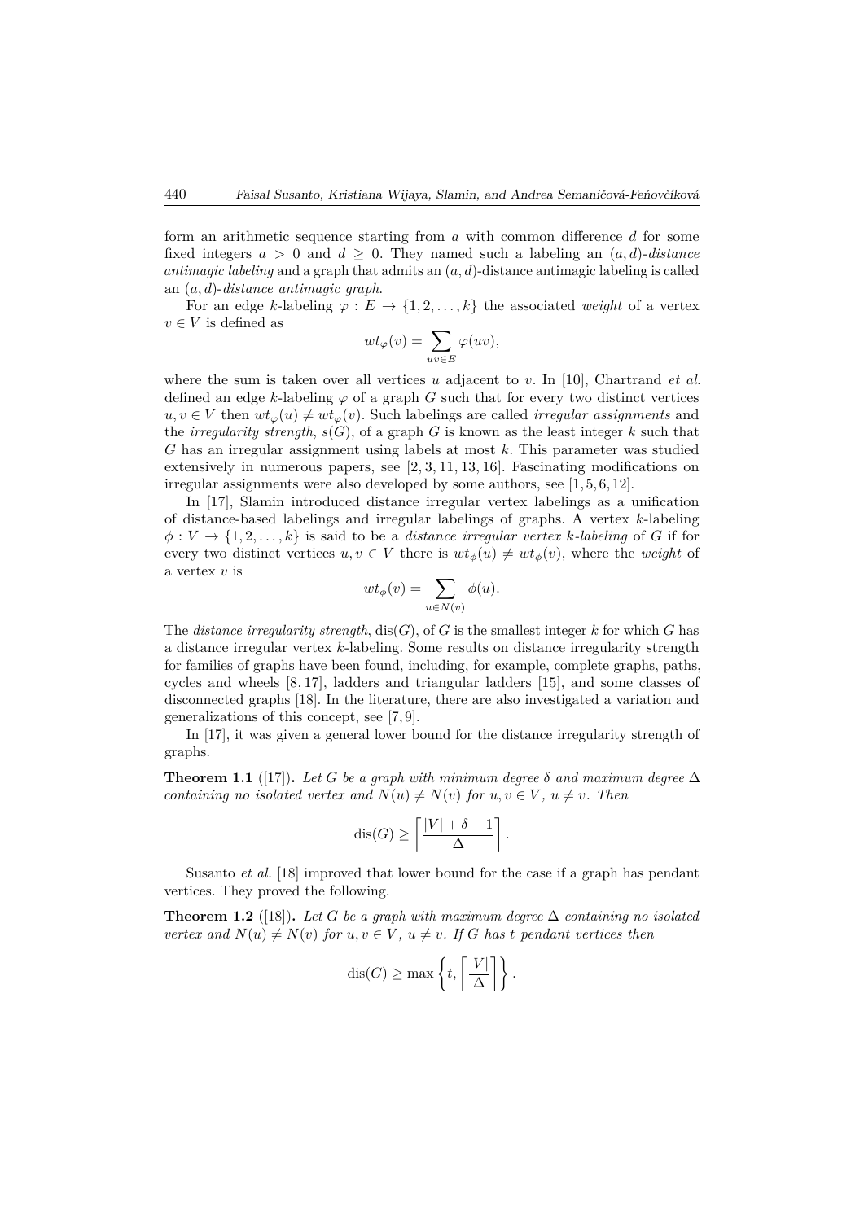form an arithmetic sequence starting from $a$ with common difference $d$ for some fixed integers $a > 0$ and $d \geq 0$. They named such a labeling an $(a, d)$-*distance antimagic labeling* and a graph that admits an $(a, d)$-distance antimagic labeling is called an $(a, d)$-*distance antimagic graph*.

For an edge $k$-labeling $\varphi : E \to \{1, 2, \ldots, k\}$ the associated *weight* of a vertex $v \in V$ is defined as

$$wt_\varphi(v) = \sum_{uv \in E} \varphi(uv),$$

where the sum is taken over all vertices $u$ adjacent to $v$. In [10], Chartrand *et al.* defined an edge $k$-labeling $\varphi$ of a graph $G$ such that for every two distinct vertices $u, v \in V$ then $wt_\varphi(u) \neq wt_\varphi(v)$. Such labelings are called *irregular assignments* and the *irregularity strength*, $s(G)$, of a graph $G$ is known as the least integer $k$ such that $G$ has an irregular assignment using labels at most $k$. This parameter was studied extensively in numerous papers, see [2, 3, 11, 13, 16]. Fascinating modifications on irregular assignments were also developed by some authors, see [1, 5, 6, 12].

In [17], Slamin introduced distance irregular vertex labelings as a unification of distance-based labelings and irregular labelings of graphs. A vertex $k$-labeling $\phi : V \to \{1, 2, \ldots, k\}$ is said to be a *distance irregular vertex $k$-labeling* of $G$ if for every two distinct vertices $u, v \in V$ there is $wt_\phi(u) \neq wt_\phi(v)$, where the *weight* of a vertex $v$ is

$$wt_\phi(v) = \sum_{u \in N(v)} \phi(u).$$

The *distance irregularity strength*, $\text{dis}(G)$, of $G$ is the smallest integer $k$ for which $G$ has a distance irregular vertex $k$-labeling. Some results on distance irregularity strength for families of graphs have been found, including, for example, complete graphs, paths, cycles and wheels [8, 17], ladders and triangular ladders [15], and some classes of disconnected graphs [18]. In the literature, there are also investigated a variation and generalizations of this concept, see [7, 9].

In [17], it was given a general lower bound for the distance irregularity strength of graphs.

**Theorem 1.1** ([17])**.** *Let $G$ be a graph with minimum degree $\delta$ and maximum degree $\Delta$ containing no isolated vertex and $N(u) \neq N(v)$ for $u, v \in V$, $u \neq v$. Then*

$$\text{dis}(G) \geq \left\lceil \frac{|V| + \delta - 1}{\Delta} \right\rceil.$$

Susanto *et al.* [18] improved that lower bound for the case if a graph has pendant vertices. They proved the following.

**Theorem 1.2** ([18])**.** *Let $G$ be a graph with maximum degree $\Delta$ containing no isolated vertex and $N(u) \neq N(v)$ for $u, v \in V$, $u \neq v$. If $G$ has $t$ pendant vertices then*

$$\text{dis}(G) \geq \max\left\{t, \left\lceil \frac{|V|}{\Delta} \right\rceil\right\}.$$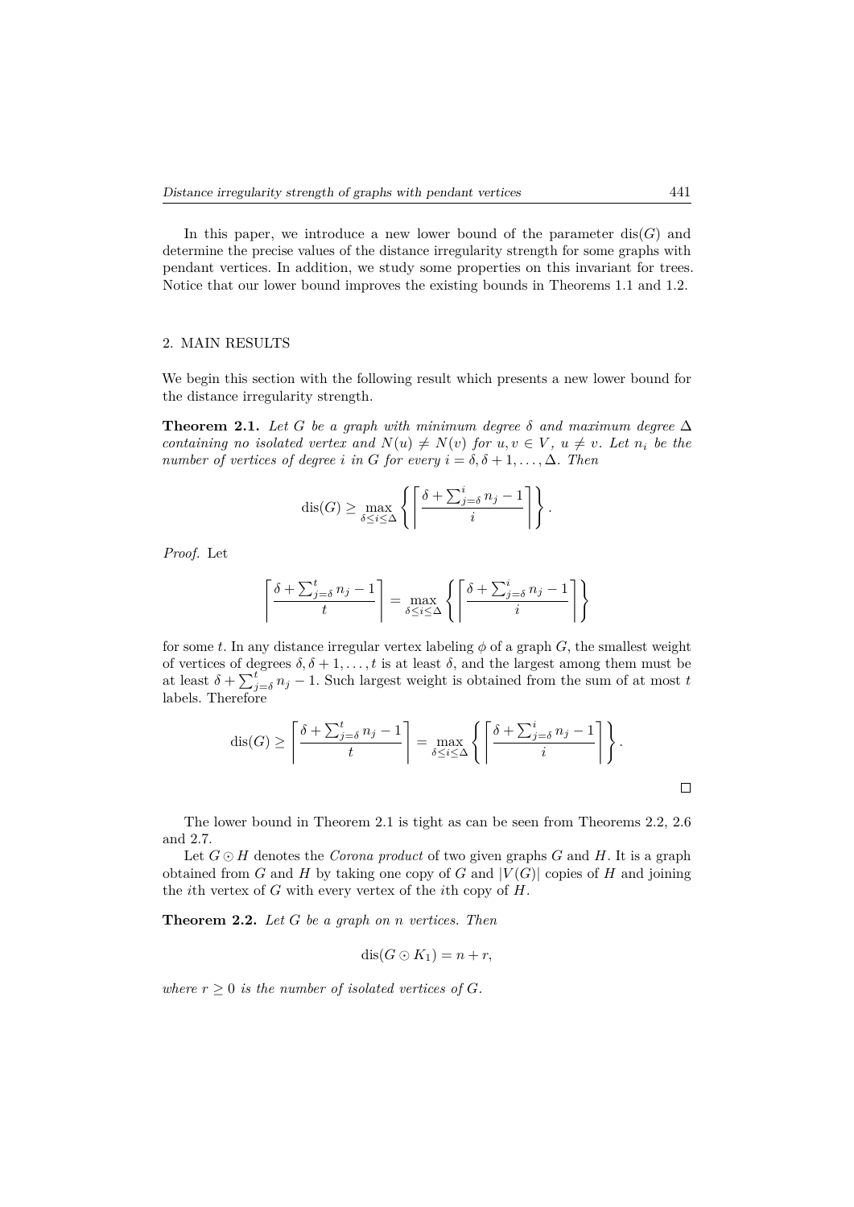In this paper, we introduce a new lower bound of the parameter $\mathrm{dis}(G)$ and determine the precise values of the distance irregularity strength for some graphs with pendant vertices. In addition, we study some properties on this invariant for trees. Notice that our lower bound improves the existing bounds in Theorems 1.1 and 1.2.

## 2. MAIN RESULTS

We begin this section with the following result which presents a new lower bound for the distance irregularity strength.

**Theorem 2.1.** *Let $G$ be a graph with minimum degree $\delta$ and maximum degree $\Delta$ containing no isolated vertex and $N(u) \neq N(v)$ for $u, v \in V$, $u \neq v$. Let $n_i$ be the number of vertices of degree $i$ in $G$ for every $i = \delta, \delta+1, \ldots, \Delta$. Then*

$$\mathrm{dis}(G) \geq \max_{\delta \leq i \leq \Delta} \left\{ \left\lceil \frac{\delta + \sum_{j=\delta}^{i} n_j - 1}{i} \right\rceil \right\}.$$

*Proof.* Let

$$\left\lceil \frac{\delta + \sum_{j=\delta}^{t} n_j - 1}{t} \right\rceil = \max_{\delta \leq i \leq \Delta} \left\{ \left\lceil \frac{\delta + \sum_{j=\delta}^{i} n_j - 1}{i} \right\rceil \right\}$$

for some $t$. In any distance irregular vertex labeling $\phi$ of a graph $G$, the smallest weight of vertices of degrees $\delta, \delta+1, \ldots, t$ is at least $\delta$, and the largest among them must be at least $\delta + \sum_{j=\delta}^{t} n_j - 1$. Such largest weight is obtained from the sum of at most $t$ labels. Therefore

$$\mathrm{dis}(G) \geq \left\lceil \frac{\delta + \sum_{j=\delta}^{t} n_j - 1}{t} \right\rceil = \max_{\delta \leq i \leq \Delta} \left\{ \left\lceil \frac{\delta + \sum_{j=\delta}^{i} n_j - 1}{i} \right\rceil \right\}.$$

$\square$

The lower bound in Theorem 2.1 is tight as can be seen from Theorems 2.2, 2.6 and 2.7.

Let $G \odot H$ denotes the *Corona product* of two given graphs $G$ and $H$. It is a graph obtained from $G$ and $H$ by taking one copy of $G$ and $|V(G)|$ copies of $H$ and joining the $i$th vertex of $G$ with every vertex of the $i$th copy of $H$.

**Theorem 2.2.** *Let $G$ be a graph on $n$ vertices. Then*

$$\mathrm{dis}(G \odot K_1) = n + r,$$

*where $r \geq 0$ is the number of isolated vertices of $G$.*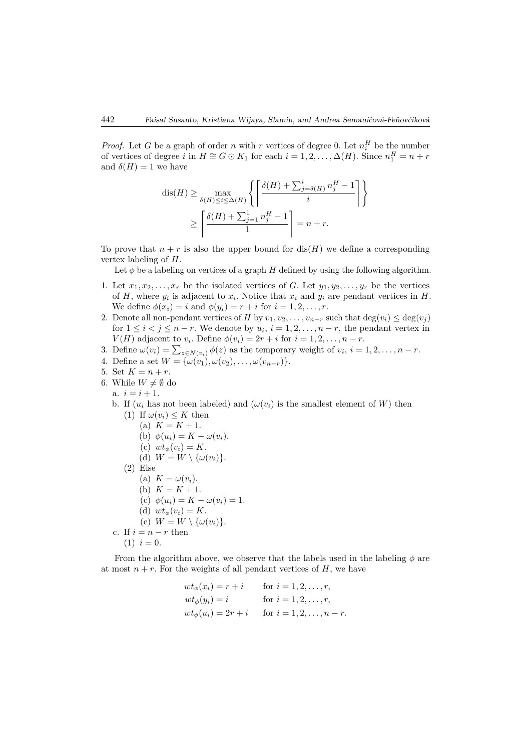*Proof.* Let $G$ be a graph of order $n$ with $r$ vertices of degree 0. Let $n_i^H$ be the number of vertices of degree $i$ in $H \cong G \odot K_1$ for each $i = 1, 2, \ldots, \Delta(H)$. Since $n_1^H = n + r$ and $\delta(H) = 1$ we have

$$\begin{aligned}
\operatorname{dis}(H) &\geq \max_{\delta(H) \leq i \leq \Delta(H)} \left\{ \left\lceil \frac{\delta(H) + \sum_{j=\delta(H)}^{i} n_j^H - 1}{i} \right\rceil \right\} \\
&\geq \left\lceil \frac{\delta(H) + \sum_{j=1}^{1} n_j^H - 1}{1} \right\rceil = n + r.
\end{aligned}$$

To prove that $n + r$ is also the upper bound for $\operatorname{dis}(H)$ we define a corresponding vertex labeling of $H$.

Let $\phi$ be a labeling on vertices of a graph $H$ defined by using the following algorithm.

1. Let $x_1, x_2, \ldots, x_r$ be the isolated vertices of $G$. Let $y_1, y_2, \ldots, y_r$ be the vertices of $H$, where $y_i$ is adjacent to $x_i$. Notice that $x_i$ and $y_i$ are pendant vertices in $H$. We define $\phi(x_i) = i$ and $\phi(y_i) = r + i$ for $i = 1, 2, \ldots, r$.
2. Denote all non-pendant vertices of $H$ by $v_1, v_2, \ldots, v_{n-r}$ such that $\deg(v_i) \leq \deg(v_j)$ for $1 \leq i < j \leq n - r$. We denote by $u_i$, $i = 1, 2, \ldots, n - r$, the pendant vertex in $V(H)$ adjacent to $v_i$. Define $\phi(v_i) = 2r + i$ for $i = 1, 2, \ldots, n - r$.
3. Define $\omega(v_i) = \sum_{z \in N(v_i)} \phi(z)$ as the temporary weight of $v_i$, $i = 1, 2, \ldots, n - r$.
4. Define a set $W = \{\omega(v_1), \omega(v_2), \ldots, \omega(v_{n-r})\}$.
5. Set $K = n + r$.
6. While $W \neq \emptyset$ do
   - a. $i = i + 1$.
   - b. If ($u_i$ has not been labeled) and ($\omega(v_i)$ is the smallest element of $W$) then
     - (1) If $\omega(v_i) \leq K$ then
       - (a) $K = K + 1$.
       - (b) $\phi(u_i) = K - \omega(v_i)$.
       - (c) $wt_\phi(v_i) = K$.
       - (d) $W = W \setminus \{\omega(v_i)\}$.
     - (2) Else
       - (a) $K = \omega(v_i)$.
       - (b) $K = K + 1$.
       - (c) $\phi(u_i) = K - \omega(v_i) = 1$.
       - (d) $wt_\phi(v_i) = K$.
       - (e) $W = W \setminus \{\omega(v_i)\}$.
   - c. If $i = n - r$ then
     - (1) $i = 0$.

From the algorithm above, we observe that the labels used in the labeling $\phi$ are at most $n + r$. For the weights of all pendant vertices of $H$, we have

$$\begin{aligned}
wt_\phi(x_i) &= r + i && \text{for } i = 1, 2, \ldots, r, \\
wt_\phi(y_i) &= i && \text{for } i = 1, 2, \ldots, r, \\
wt_\phi(u_i) &= 2r + i && \text{for } i = 1, 2, \ldots, n - r.
\end{aligned}$$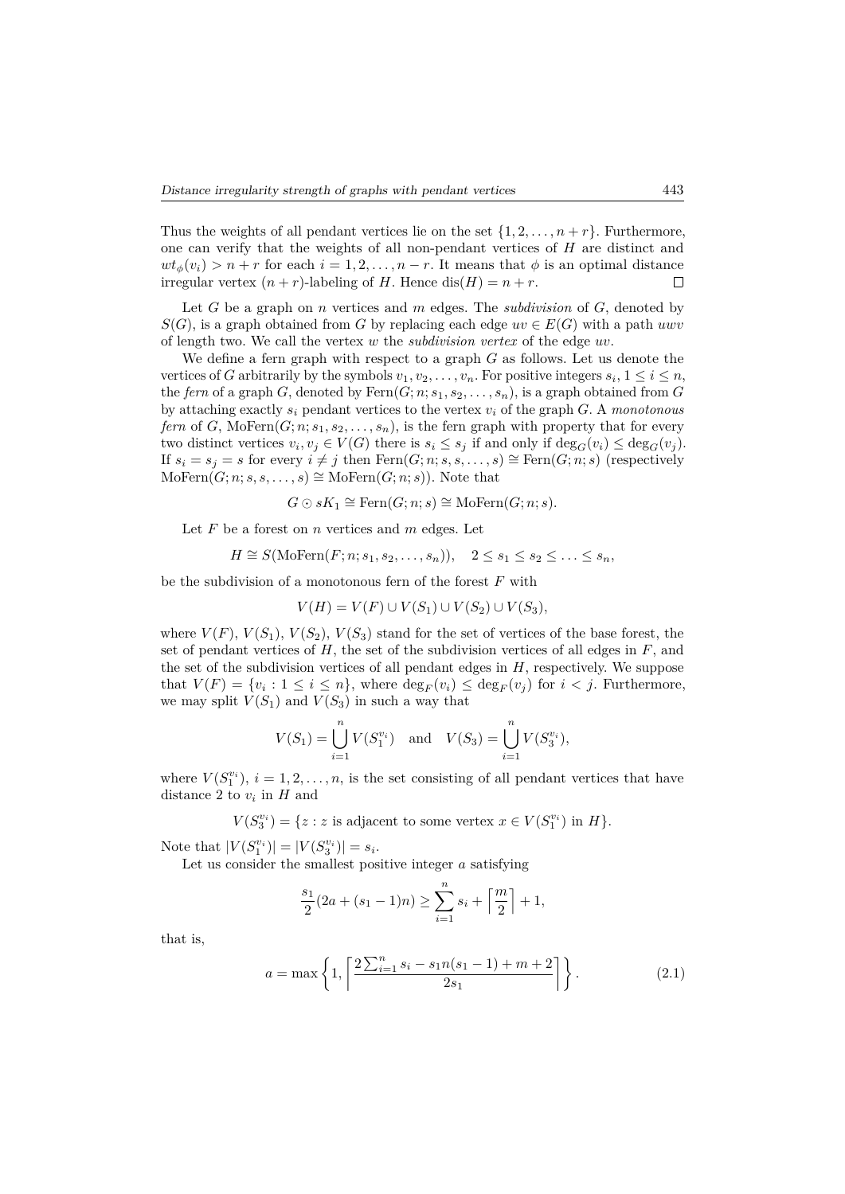Thus the weights of all pendant vertices lie on the set $\{1, 2, \ldots, n + r\}$. Furthermore, one can verify that the weights of all non-pendant vertices of $H$ are distinct and $wt_\phi(v_i) > n + r$ for each $i = 1, 2, \ldots, n - r$. It means that $\phi$ is an optimal distance irregular vertex $(n + r)$-labeling of $H$. Hence $\text{dis}(H) = n + r$. $\square$

Let $G$ be a graph on $n$ vertices and $m$ edges. The *subdivision* of $G$, denoted by $S(G)$, is a graph obtained from $G$ by replacing each edge $uv \in E(G)$ with a path $uwv$ of length two. We call the vertex $w$ the *subdivision vertex* of the edge $uv$.

We define a fern graph with respect to a graph $G$ as follows. Let us denote the vertices of $G$ arbitrarily by the symbols $v_1, v_2, \ldots, v_n$. For positive integers $s_i$, $1 \le i \le n$, the *fern* of a graph $G$, denoted by $\text{Fern}(G; n; s_1, s_2, \ldots, s_n)$, is a graph obtained from $G$ by attaching exactly $s_i$ pendant vertices to the vertex $v_i$ of the graph $G$. A *monotonous fern* of $G$, $\text{MoFern}(G; n; s_1, s_2, \ldots, s_n)$, is the fern graph with property that for every two distinct vertices $v_i, v_j \in V(G)$ there is $s_i \le s_j$ if and only if $\deg_G(v_i) \le \deg_G(v_j)$. If $s_i = s_j = s$ for every $i \ne j$ then $\text{Fern}(G; n; s, s, \ldots, s) \cong \text{Fern}(G; n; s)$ (respectively $\text{MoFern}(G; n; s, s, \ldots, s) \cong \text{MoFern}(G; n; s)$). Note that

$$G \odot sK_1 \cong \text{Fern}(G; n; s) \cong \text{MoFern}(G; n; s).$$

Let $F$ be a forest on $n$ vertices and $m$ edges. Let

$$H \cong S(\text{MoFern}(F; n; s_1, s_2, \ldots, s_n)), \quad 2 \le s_1 \le s_2 \le \ldots \le s_n,$$

be the subdivision of a monotonous fern of the forest $F$ with

$$V(H) = V(F) \cup V(S_1) \cup V(S_2) \cup V(S_3),$$

where $V(F)$, $V(S_1)$, $V(S_2)$, $V(S_3)$ stand for the set of vertices of the base forest, the set of pendant vertices of $H$, the set of the subdivision vertices of all edges in $F$, and the set of the subdivision vertices of all pendant edges in $H$, respectively. We suppose that $V(F) = \{v_i : 1 \le i \le n\}$, where $\deg_F(v_i) \le \deg_F(v_j)$ for $i < j$. Furthermore, we may split $V(S_1)$ and $V(S_3)$ in such a way that

$$V(S_1) = \bigcup_{i=1}^{n} V(S_1^{v_i}) \quad \text{and} \quad V(S_3) = \bigcup_{i=1}^{n} V(S_3^{v_i}),$$

where $V(S_1^{v_i})$, $i = 1, 2, \ldots, n$, is the set consisting of all pendant vertices that have distance 2 to $v_i$ in $H$ and

$$V(S_3^{v_i}) = \{z : z \text{ is adjacent to some vertex } x \in V(S_1^{v_i}) \text{ in } H\}.$$

Note that $|V(S_1^{v_i})| = |V(S_3^{v_i})| = s_i$.

Let us consider the smallest positive integer $a$ satisfying

$$\frac{s_1}{2}(2a + (s_1 - 1)n) \ge \sum_{i=1}^{n} s_i + \left\lceil \frac{m}{2} \right\rceil + 1,$$

that is,

$$a = \max\left\{1, \left\lceil \frac{2\sum_{i=1}^{n} s_i - s_1 n(s_1 - 1) + m + 2}{2s_1} \right\rceil \right\}. \tag{2.1}$$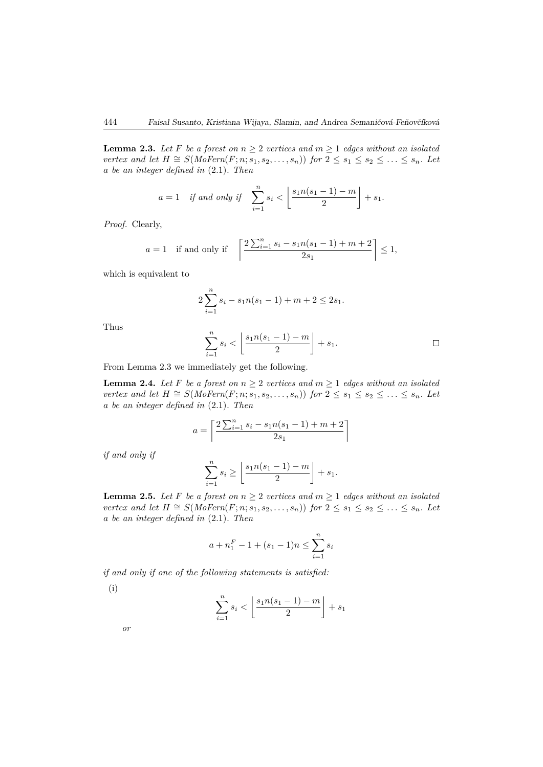**Lemma 2.3.** *Let $F$ be a forest on $n \geq 2$ vertices and $m \geq 1$ edges without an isolated vertex and let $H \cong S(MoFern(F; n; s_1, s_2, \ldots, s_n))$ for $2 \leq s_1 \leq s_2 \leq \ldots \leq s_n$. Let $a$ be an integer defined in* (2.1). *Then*

$$a = 1 \quad \text{if and only if} \quad \sum_{i=1}^{n} s_i < \left\lfloor \frac{s_1 n(s_1 - 1) - m}{2} \right\rfloor + s_1.$$

*Proof.* Clearly,

$$a = 1 \quad \text{if and only if} \quad \left\lceil \frac{2\sum_{i=1}^{n} s_i - s_1 n(s_1 - 1) + m + 2}{2s_1} \right\rceil \leq 1,$$

which is equivalent to

$$2\sum_{i=1}^{n} s_i - s_1 n(s_1 - 1) + m + 2 \leq 2s_1.$$

Thus

$$\sum_{i=1}^{n} s_i < \left\lfloor \frac{s_1 n(s_1 - 1) - m}{2} \right\rfloor + s_1.$$

□

From Lemma 2.3 we immediately get the following.

**Lemma 2.4.** *Let $F$ be a forest on $n \geq 2$ vertices and $m \geq 1$ edges without an isolated vertex and let $H \cong S(MoFern(F; n; s_1, s_2, \ldots, s_n))$ for $2 \leq s_1 \leq s_2 \leq \ldots \leq s_n$. Let $a$ be an integer defined in* (2.1). *Then*

$$a = \left\lceil \frac{2\sum_{i=1}^{n} s_i - s_1 n(s_1 - 1) + m + 2}{2s_1} \right\rceil$$

*if and only if*

$$\sum_{i=1}^{n} s_i \geq \left\lfloor \frac{s_1 n(s_1 - 1) - m}{2} \right\rfloor + s_1.$$

**Lemma 2.5.** *Let $F$ be a forest on $n \geq 2$ vertices and $m \geq 1$ edges without an isolated vertex and let $H \cong S(MoFern(F; n; s_1, s_2, \ldots, s_n))$ for $2 \leq s_1 \leq s_2 \leq \ldots \leq s_n$. Let $a$ be an integer defined in* (2.1). *Then*

$$a + n_1^F - 1 + (s_1 - 1)n \leq \sum_{i=1}^{n} s_i$$

*if and only if one of the following statements is satisfied:*

(i)

$$\sum_{i=1}^{n} s_i < \left\lfloor \frac{s_1 n(s_1 - 1) - m}{2} \right\rfloor + s_1$$

*or*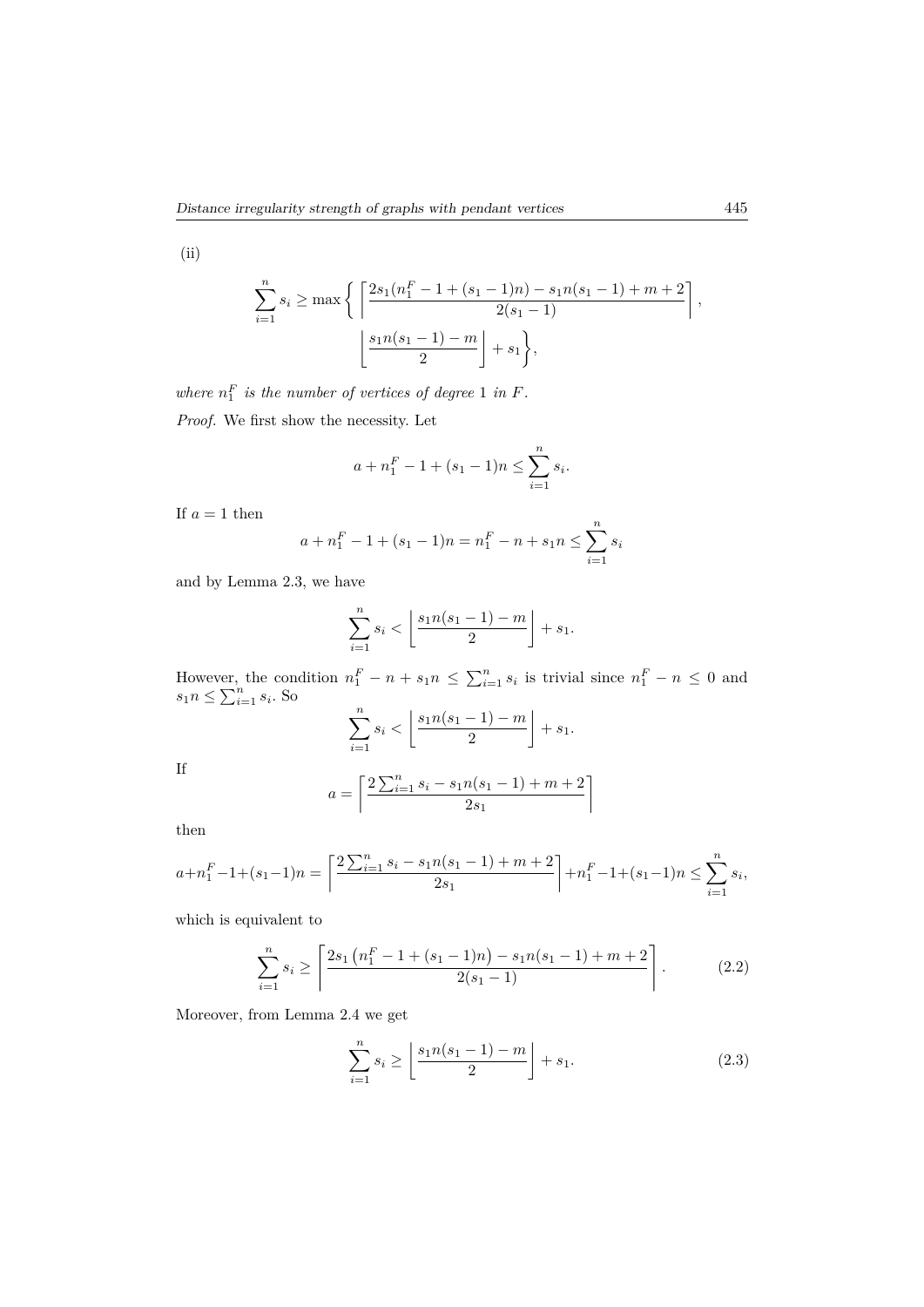(ii)

$$\sum_{i=1}^{n} s_i \geq \max\left\{ \left\lceil \frac{2s_1(n_1^F - 1 + (s_1-1)n) - s_1 n(s_1-1) + m + 2}{2(s_1-1)} \right\rceil, \right.$$
$$\left. \left\lfloor \frac{s_1 n(s_1-1) - m}{2} \right\rfloor + s_1 \right\},$$

*where $n_1^F$ is the number of vertices of degree 1 in $F$.*

*Proof.* We first show the necessity. Let

$$a + n_1^F - 1 + (s_1 - 1)n \leq \sum_{i=1}^{n} s_i.$$

If $a = 1$ then

$$a + n_1^F - 1 + (s_1 - 1)n = n_1^F - n + s_1 n \leq \sum_{i=1}^{n} s_i$$

and by Lemma 2.3, we have

$$\sum_{i=1}^{n} s_i < \left\lfloor \frac{s_1 n(s_1-1) - m}{2} \right\rfloor + s_1.$$

However, the condition $n_1^F - n + s_1 n \leq \sum_{i=1}^{n} s_i$ is trivial since $n_1^F - n \leq 0$ and $s_1 n \leq \sum_{i=1}^{n} s_i$. So

$$\sum_{i=1}^{n} s_i < \left\lfloor \frac{s_1 n(s_1-1) - m}{2} \right\rfloor + s_1.$$

If

$$a = \left\lceil \frac{2\sum_{i=1}^{n} s_i - s_1 n(s_1-1) + m + 2}{2s_1} \right\rceil$$

then

$$a + n_1^F - 1 + (s_1 - 1)n = \left\lceil \frac{2\sum_{i=1}^{n} s_i - s_1 n(s_1-1) + m + 2}{2s_1} \right\rceil + n_1^F - 1 + (s_1 - 1)n \leq \sum_{i=1}^{n} s_i,$$

which is equivalent to

$$\sum_{i=1}^{n} s_i \geq \left\lceil \frac{2s_1\left(n_1^F - 1 + (s_1-1)n\right) - s_1 n(s_1-1) + m + 2}{2(s_1-1)} \right\rceil. \tag{2.2}$$

Moreover, from Lemma 2.4 we get

$$\sum_{i=1}^{n} s_i \geq \left\lfloor \frac{s_1 n(s_1-1) - m}{2} \right\rfloor + s_1. \tag{2.3}$$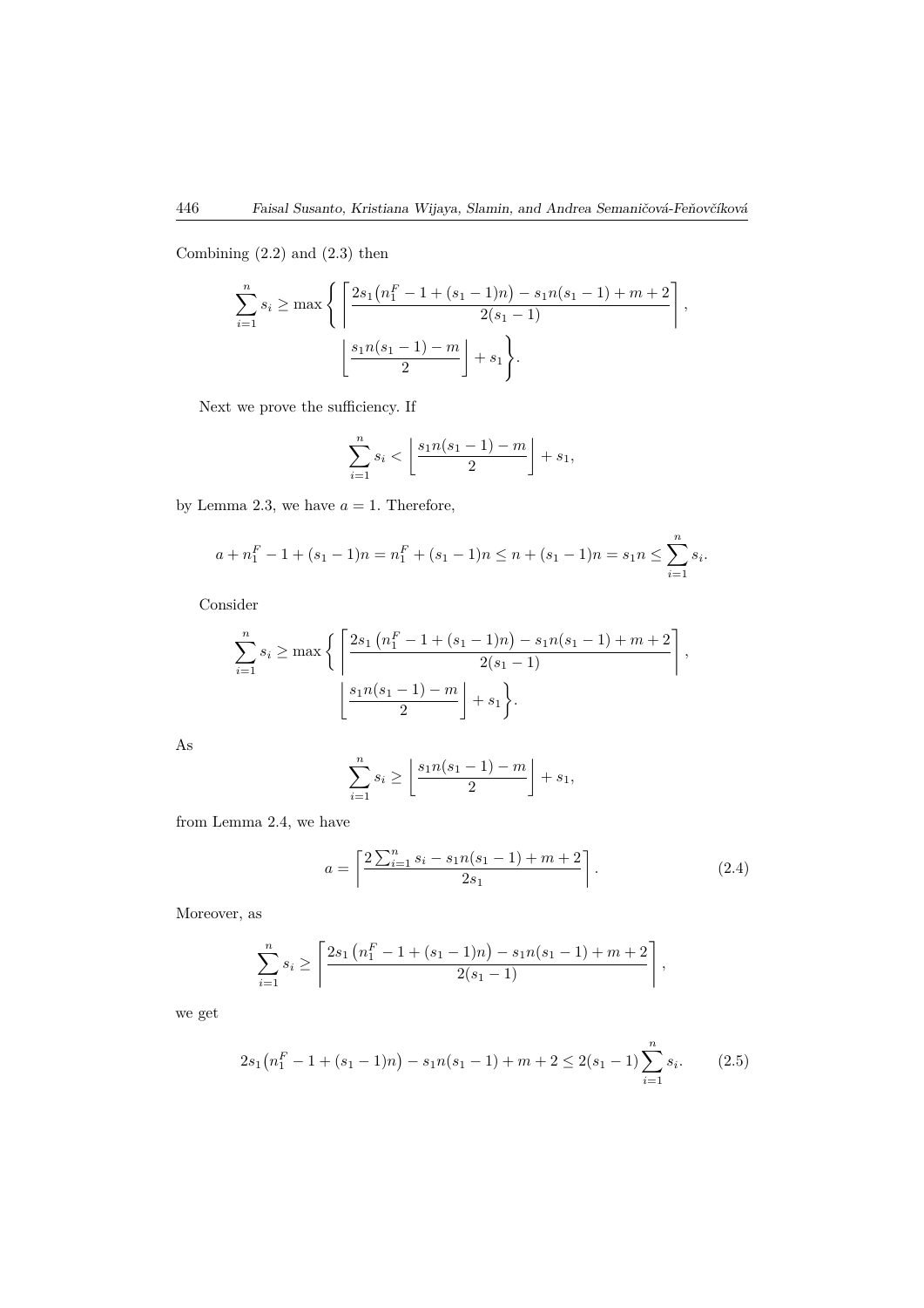Combining (2.2) and (2.3) then

$$\sum_{i=1}^{n} s_i \geq \max\Bigg\{ \left\lceil \frac{2s_1\big(n_1^F - 1 + (s_1-1)n\big) - s_1 n(s_1-1) + m + 2}{2(s_1-1)} \right\rceil, \left\lfloor \frac{s_1 n(s_1-1) - m}{2} \right\rfloor + s_1 \Bigg\}.$$

Next we prove the sufficiency. If

$$\sum_{i=1}^{n} s_i < \left\lfloor \frac{s_1 n(s_1-1) - m}{2} \right\rfloor + s_1,$$

by Lemma 2.3, we have $a = 1$. Therefore,

$$a + n_1^F - 1 + (s_1-1)n = n_1^F + (s_1-1)n \leq n + (s_1-1)n = s_1 n \leq \sum_{i=1}^{n} s_i.$$

Consider

$$\sum_{i=1}^{n} s_i \geq \max\Bigg\{ \left\lceil \frac{2s_1\big(n_1^F - 1 + (s_1-1)n\big) - s_1 n(s_1-1) + m + 2}{2(s_1-1)} \right\rceil, \left\lfloor \frac{s_1 n(s_1-1) - m}{2} \right\rfloor + s_1 \Bigg\}.$$

As

$$\sum_{i=1}^{n} s_i \geq \left\lfloor \frac{s_1 n(s_1-1) - m}{2} \right\rfloor + s_1,$$

from Lemma 2.4, we have

$$a = \left\lceil \frac{2\sum_{i=1}^{n} s_i - s_1 n(s_1-1) + m + 2}{2s_1} \right\rceil. \tag{2.4}$$

Moreover, as

$$\sum_{i=1}^{n} s_i \geq \left\lceil \frac{2s_1\big(n_1^F - 1 + (s_1-1)n\big) - s_1 n(s_1-1) + m + 2}{2(s_1-1)} \right\rceil,$$

we get

$$2s_1\big(n_1^F - 1 + (s_1-1)n\big) - s_1 n(s_1-1) + m + 2 \leq 2(s_1-1)\sum_{i=1}^{n} s_i. \tag{2.5}$$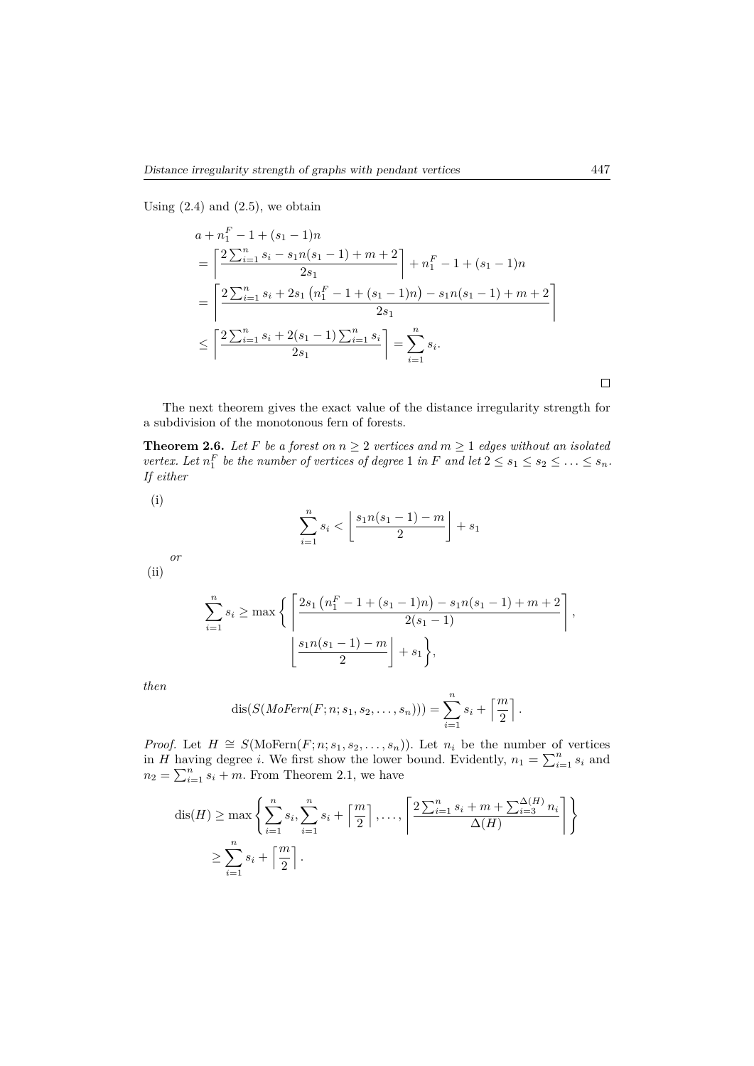Using (2.4) and (2.5), we obtain

$$
\begin{aligned}
&a + n_1^F - 1 + (s_1 - 1)n \\
&= \left\lceil \frac{2\sum_{i=1}^{n} s_i - s_1 n(s_1 - 1) + m + 2}{2s_1} \right\rceil + n_1^F - 1 + (s_1 - 1)n \\
&= \left\lceil \frac{2\sum_{i=1}^{n} s_i + 2s_1\left(n_1^F - 1 + (s_1 - 1)n\right) - s_1 n(s_1 - 1) + m + 2}{2s_1} \right\rceil \\
&\leq \left\lceil \frac{2\sum_{i=1}^{n} s_i + 2(s_1 - 1)\sum_{i=1}^{n} s_i}{2s_1} \right\rceil = \sum_{i=1}^{n} s_i.
\end{aligned}
$$

□

The next theorem gives the exact value of the distance irregularity strength for a subdivision of the monotonous fern of forests.

**Theorem 2.6.** *Let $F$ be a forest on $n \geq 2$ vertices and $m \geq 1$ edges without an isolated vertex. Let $n_1^F$ be the number of vertices of degree 1 in $F$ and let $2 \leq s_1 \leq s_2 \leq \ldots \leq s_n$. If either*

(i)

$$
\sum_{i=1}^{n} s_i < \left\lfloor \frac{s_1 n(s_1 - 1) - m}{2} \right\rfloor + s_1
$$

*or*

(ii)

$$
\sum_{i=1}^{n} s_i \geq \max\left\{ \left\lceil \frac{2s_1\left(n_1^F - 1 + (s_1 - 1)n\right) - s_1 n(s_1 - 1) + m + 2}{2(s_1 - 1)} \right\rceil, \left\lfloor \frac{s_1 n(s_1 - 1) - m}{2} \right\rfloor + s_1 \right\},
$$

*then*

$$
\operatorname{dis}(S(MoFern(F; n; s_1, s_2, \ldots, s_n))) = \sum_{i=1}^{n} s_i + \left\lceil \frac{m}{2} \right\rceil.
$$

*Proof.* Let $H \cong S(\text{MoFern}(F; n; s_1, s_2, \ldots, s_n))$. Let $n_i$ be the number of vertices in $H$ having degree $i$. We first show the lower bound. Evidently, $n_1 = \sum_{i=1}^{n} s_i$ and $n_2 = \sum_{i=1}^{n} s_i + m$. From Theorem 2.1, we have

$$
\begin{aligned}
\operatorname{dis}(H) &\geq \max\left\{ \sum_{i=1}^{n} s_i, \sum_{i=1}^{n} s_i + \left\lceil \frac{m}{2} \right\rceil, \ldots, \left\lceil \frac{2\sum_{i=1}^{n} s_i + m + \sum_{i=3}^{\Delta(H)} n_i}{\Delta(H)} \right\rceil \right\} \\
&\geq \sum_{i=1}^{n} s_i + \left\lceil \frac{m}{2} \right\rceil.
\end{aligned}
$$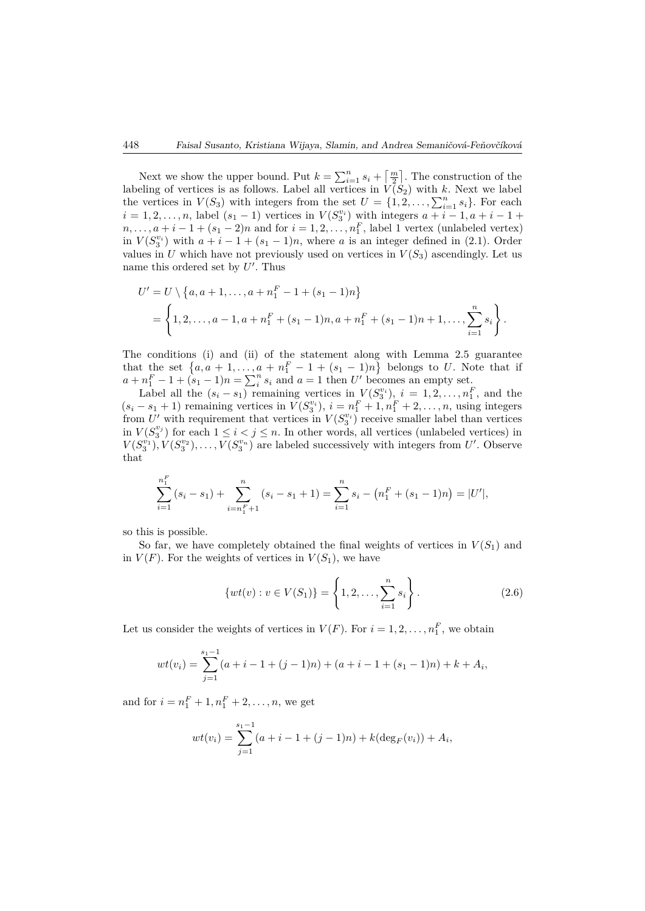Next we show the upper bound. Put $k = \sum_{i=1}^{n} s_i + \left\lceil \frac{m}{2} \right\rceil$. The construction of the labeling of vertices is as follows. Label all vertices in $V(S_2)$ with $k$. Next we label the vertices in $V(S_3)$ with integers from the set $U = \{1, 2, \ldots, \sum_{i=1}^{n} s_i\}$. For each $i = 1, 2, \ldots, n$, label $(s_1 - 1)$ vertices in $V(S_3^{v_i})$ with integers $a + i - 1, a + i - 1 + n, \ldots, a + i - 1 + (s_1 - 2)n$ and for $i = 1, 2, \ldots, n_1^F$, label 1 vertex (unlabeled vertex) in $V(S_3^{v_i})$ with $a + i - 1 + (s_1 - 1)n$, where $a$ is an integer defined in (2.1). Order values in $U$ which have not previously used on vertices in $V(S_3)$ ascendingly. Let us name this ordered set by $U'$. Thus

$$
\begin{aligned}
U' &= U \setminus \left\{a, a+1, \ldots, a + n_1^F - 1 + (s_1 - 1)n\right\} \\
&= \left\{1, 2, \ldots, a-1, a + n_1^F + (s_1 - 1)n, a + n_1^F + (s_1 - 1)n + 1, \ldots, \sum_{i=1}^{n} s_i \right\}.
\end{aligned}
$$

The conditions (i) and (ii) of the statement along with Lemma 2.5 guarantee that the set $\left\{a, a+1, \ldots, a + n_1^F - 1 + (s_1 - 1)n\right\}$ belongs to $U$. Note that if $a + n_1^F - 1 + (s_1 - 1)n = \sum_i^n s_i$ and $a = 1$ then $U'$ becomes an empty set.

Label all the $(s_i - s_1)$ remaining vertices in $V(S_3^{v_i})$, $i = 1, 2, \ldots, n_1^F$, and the $(s_i - s_1 + 1)$ remaining vertices in $V(S_3^{v_i})$, $i = n_1^F + 1, n_1^F + 2, \ldots, n$, using integers from $U'$ with requirement that vertices in $V(S_3^{v_i})$ receive smaller label than vertices in $V(S_3^{v_j})$ for each $1 \leq i < j \leq n$. In other words, all vertices (unlabeled vertices) in $V(S_3^{v_1}), V(S_3^{v_2}), \ldots, V(S_3^{v_n})$ are labeled successively with integers from $U'$. Observe that

$$
\sum_{i=1}^{n_1^F} (s_i - s_1) + \sum_{i=n_1^F+1}^{n} (s_i - s_1 + 1) = \sum_{i=1}^{n} s_i - \left(n_1^F + (s_1 - 1)n\right) = |U'|,
$$

so this is possible.

So far, we have completely obtained the final weights of vertices in $V(S_1)$ and in $V(F)$. For the weights of vertices in $V(S_1)$, we have

$$
\{wt(v) : v \in V(S_1)\} = \left\{1, 2, \ldots, \sum_{i=1}^{n} s_i \right\}. \tag{2.6}
$$

Let us consider the weights of vertices in $V(F)$. For $i = 1, 2, \ldots, n_1^F$, we obtain

$$
wt(v_i) = \sum_{j=1}^{s_1 - 1} (a + i - 1 + (j-1)n) + (a + i - 1 + (s_1 - 1)n) + k + A_i,
$$

and for $i = n_1^F + 1, n_1^F + 2, \ldots, n$, we get

$$
wt(v_i) = \sum_{j=1}^{s_1 - 1} (a + i - 1 + (j-1)n) + k(\deg_F(v_i)) + A_i,
$$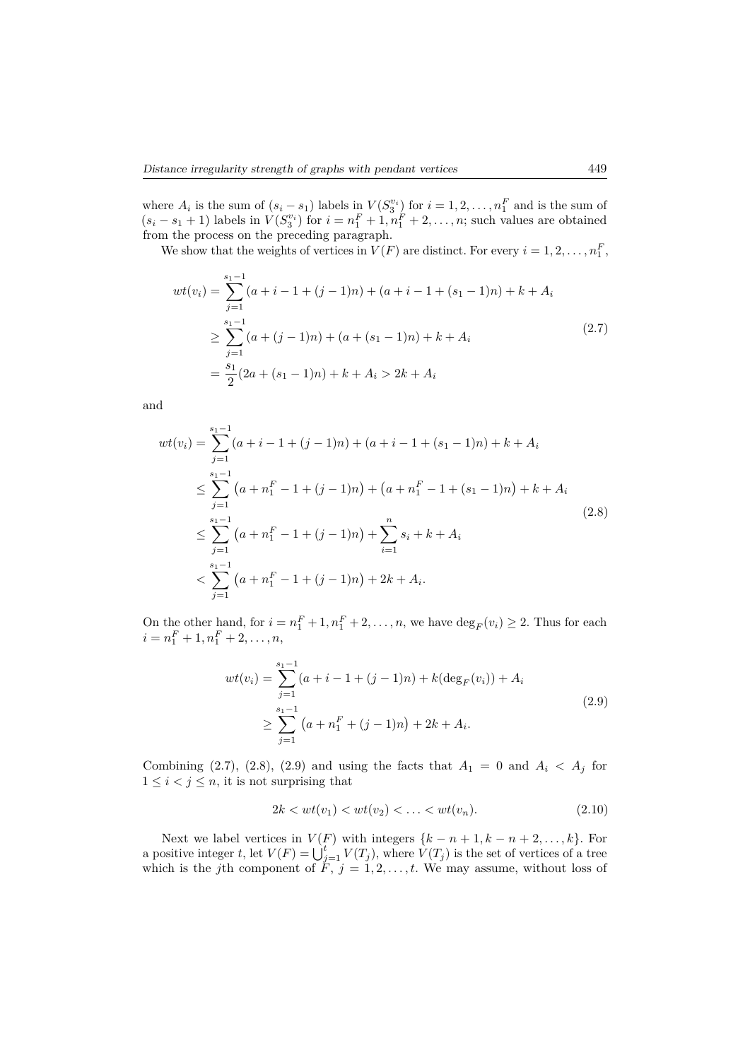where $A_i$ is the sum of $(s_i - s_1)$ labels in $V(S_3^{v_i})$ for $i = 1, 2, \ldots, n_1^F$ and is the sum of $(s_i - s_1 + 1)$ labels in $V(S_3^{v_i})$ for $i = n_1^F + 1, n_1^F + 2, \ldots, n$; such values are obtained from the process on the preceding paragraph.

We show that the weights of vertices in $V(F)$ are distinct. For every $i = 1, 2, \ldots, n_1^F$,

$$
\begin{aligned}
wt(v_i) &= \sum_{j=1}^{s_1-1} (a + i - 1 + (j-1)n) + (a + i - 1 + (s_1 - 1)n) + k + A_i \\
&\geq \sum_{j=1}^{s_1-1} (a + (j-1)n) + (a + (s_1 - 1)n) + k + A_i \\
&= \frac{s_1}{2}(2a + (s_1 - 1)n) + k + A_i > 2k + A_i
\end{aligned}
\tag{2.7}
$$

and

$$
\begin{aligned}
wt(v_i) &= \sum_{j=1}^{s_1-1} (a + i - 1 + (j-1)n) + (a + i - 1 + (s_1 - 1)n) + k + A_i \\
&\leq \sum_{j=1}^{s_1-1} \left(a + n_1^F - 1 + (j-1)n\right) + \left(a + n_1^F - 1 + (s_1 - 1)n\right) + k + A_i \\
&\leq \sum_{j=1}^{s_1-1} \left(a + n_1^F - 1 + (j-1)n\right) + \sum_{i=1}^{n} s_i + k + A_i \\
&< \sum_{j=1}^{s_1-1} \left(a + n_1^F - 1 + (j-1)n\right) + 2k + A_i.
\end{aligned}
\tag{2.8}
$$

On the other hand, for $i = n_1^F + 1, n_1^F + 2, \ldots, n$, we have $\deg_F(v_i) \geq 2$. Thus for each $i = n_1^F + 1, n_1^F + 2, \ldots, n$,

$$
\begin{aligned}
wt(v_i) &= \sum_{j=1}^{s_1-1} (a + i - 1 + (j-1)n) + k(\deg_F(v_i)) + A_i \\
&\geq \sum_{j=1}^{s_1-1} \left(a + n_1^F + (j-1)n\right) + 2k + A_i.
\end{aligned}
\tag{2.9}
$$

Combining (2.7), (2.8), (2.9) and using the facts that $A_1 = 0$ and $A_i < A_j$ for $1 \leq i < j \leq n$, it is not surprising that

$$
2k < wt(v_1) < wt(v_2) < \ldots < wt(v_n). \tag{2.10}
$$

Next we label vertices in $V(F)$ with integers $\{k - n + 1, k - n + 2, \ldots, k\}$. For a positive integer $t$, let $V(F) = \bigcup_{j=1}^{t} V(T_j)$, where $V(T_j)$ is the set of vertices of a tree which is the $j$th component of $F$, $j = 1, 2, \ldots, t$. We may assume, without loss of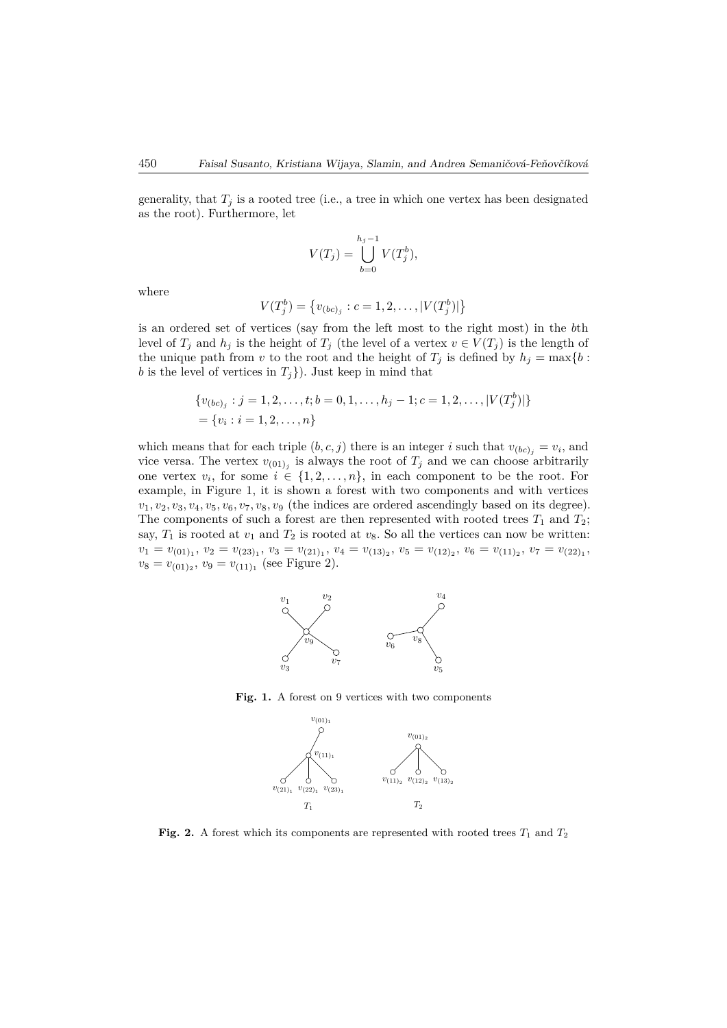generality, that $T_j$ is a rooted tree (i.e., a tree in which one vertex has been designated as the root). Furthermore, let

$$V(T_j) = \bigcup_{b=0}^{h_j-1} V(T_j^b),$$

where

$$V(T_j^b) = \{v_{(bc)_j} : c = 1, 2, \ldots, |V(T_j^b)|\}$$

is an ordered set of vertices (say from the left most to the right most) in the $b$th level of $T_j$ and $h_j$ is the height of $T_j$ (the level of a vertex $v \in V(T_j)$ is the length of the unique path from $v$ to the root and the height of $T_j$ is defined by $h_j = \max\{b : b$ is the level of vertices in $T_j\}$). Just keep in mind that

$$\begin{aligned}
&\{v_{(bc)_j} : j = 1, 2, \ldots, t; b = 0, 1, \ldots, h_j - 1; c = 1, 2, \ldots, |V(T_j^b)|\} \\
&= \{v_i : i = 1, 2, \ldots, n\}
\end{aligned}$$

which means that for each triple $(b, c, j)$ there is an integer $i$ such that $v_{(bc)_j} = v_i$, and vice versa. The vertex $v_{(01)_j}$ is always the root of $T_j$ and we can choose arbitrarily one vertex $v_i$, for some $i \in \{1, 2, \ldots, n\}$, in each component to be the root. For example, in Figure 1, it is shown a forest with two components and with vertices $v_1, v_2, v_3, v_4, v_5, v_6, v_7, v_8, v_9$ (the indices are ordered ascendingly based on its degree). The components of such a forest are then represented with rooted trees $T_1$ and $T_2$; say, $T_1$ is rooted at $v_1$ and $T_2$ is rooted at $v_8$. So all the vertices can now be written: $v_1 = v_{(01)_1}$, $v_2 = v_{(23)_1}$, $v_3 = v_{(21)_1}$, $v_4 = v_{(13)_2}$, $v_5 = v_{(12)_2}$, $v_6 = v_{(11)_2}$, $v_7 = v_{(22)_1}$, $v_8 = v_{(01)_2}$, $v_9 = v_{(11)_1}$ (see Figure 2).

**Fig. 1.** A forest on 9 vertices with two components

**Fig. 2.** A forest which its components are represented with rooted trees $T_1$ and $T_2$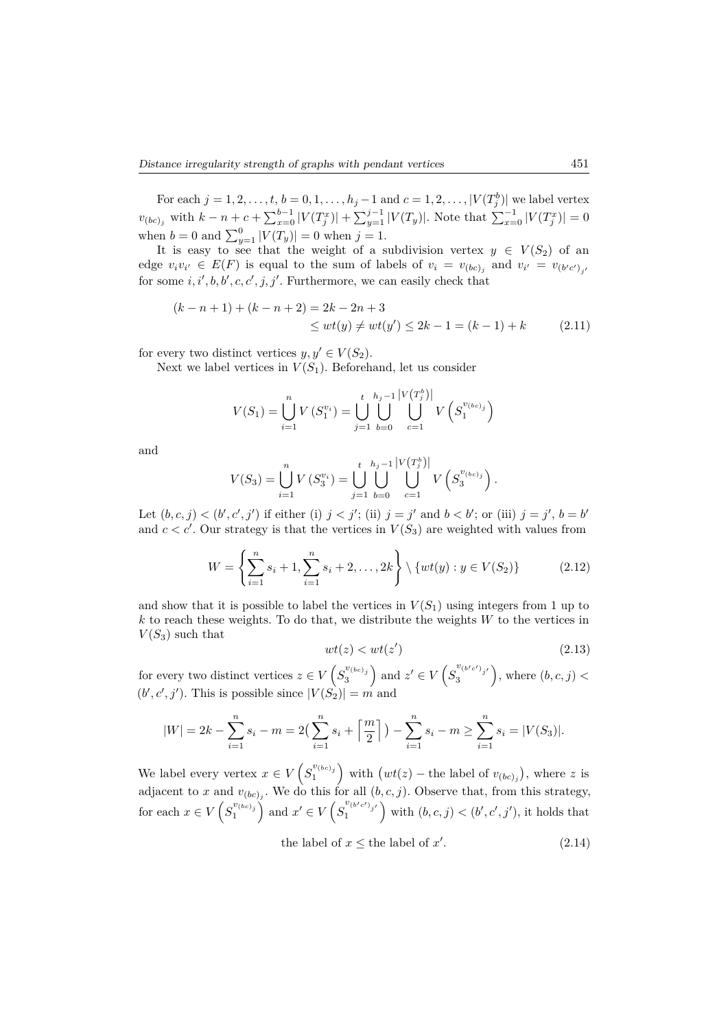For each $j = 1, 2, \ldots, t$, $b = 0, 1, \ldots, h_j - 1$ and $c = 1, 2, \ldots, |V(T_j^b)|$ we label vertex $v_{(bc)_j}$ with $k - n + c + \sum_{x=0}^{b-1} |V(T_j^x)| + \sum_{y=1}^{j-1} |V(T_y)|$. Note that $\sum_{x=0}^{-1} |V(T_j^x)| = 0$ when $b = 0$ and $\sum_{y=1}^{0} |V(T_y)| = 0$ when $j = 1$.

It is easy to see that the weight of a subdivision vertex $y \in V(S_2)$ of an edge $v_i v_{i'} \in E(F)$ is equal to the sum of labels of $v_i = v_{(bc)_j}$ and $v_{i'} = v_{(b'c')_{j'}}$ for some $i, i', b, b', c, c', j, j'$. Furthermore, we can easily check that

$$(k - n + 1) + (k - n + 2) = 2k - 2n + 3 \\ \leq wt(y) \neq wt(y') \leq 2k - 1 = (k - 1) + k \tag{2.11}$$

for every two distinct vertices $y, y' \in V(S_2)$.

Next we label vertices in $V(S_1)$. Beforehand, let us consider

$$V(S_1) = \bigcup_{i=1}^{n} V\left(S_1^{v_i}\right) = \bigcup_{j=1}^{t} \bigcup_{b=0}^{h_j-1} \bigcup_{c=1}^{\left|V\left(T_j^b\right)\right|} V\left(S_1^{v_{(bc)_j}}\right)$$

and

$$V(S_3) = \bigcup_{i=1}^{n} V\left(S_3^{v_i}\right) = \bigcup_{j=1}^{t} \bigcup_{b=0}^{h_j-1} \bigcup_{c=1}^{\left|V\left(T_j^b\right)\right|} V\left(S_3^{v_{(bc)_j}}\right).$$

Let $(b, c, j) < (b', c', j')$ if either (i) $j < j'$; (ii) $j = j'$ and $b < b'$; or (iii) $j = j'$, $b = b'$ and $c < c'$. Our strategy is that the vertices in $V(S_3)$ are weighted with values from

$$W = \left\{ \sum_{i=1}^{n} s_i + 1, \sum_{i=1}^{n} s_i + 2, \ldots, 2k \right\} \setminus \{wt(y) : y \in V(S_2)\} \tag{2.12}$$

and show that it is possible to label the vertices in $V(S_1)$ using integers from 1 up to $k$ to reach these weights. To do that, we distribute the weights $W$ to the vertices in $V(S_3)$ such that

$$wt(z) < wt(z') \tag{2.13}$$

for every two distinct vertices $z \in V\left(S_3^{v_{(bc)_j}}\right)$ and $z' \in V\left(S_3^{v_{(b'c')_{j'}}}\right)$, where $(b, c, j) < (b', c', j')$. This is possible since $|V(S_2)| = m$ and

$$|W| = 2k - \sum_{i=1}^{n} s_i - m = 2\Big(\sum_{i=1}^{n} s_i + \left\lceil \frac{m}{2} \right\rceil\Big) - \sum_{i=1}^{n} s_i - m \geq \sum_{i=1}^{n} s_i = |V(S_3)|.$$

We label every vertex $x \in V\left(S_1^{v_{(bc)_j}}\right)$ with $\left(wt(z) - \text{the label of } v_{(bc)_j}\right)$, where $z$ is adjacent to $x$ and $v_{(bc)_j}$. We do this for all $(b, c, j)$. Observe that, from this strategy, for each $x \in V\left(S_1^{v_{(bc)_j}}\right)$ and $x' \in V\left(S_1^{v_{(b'c')_{j'}}}\right)$ with $(b, c, j) < (b', c', j')$, it holds that

$$\text{the label of } x \leq \text{the label of } x'. \tag{2.14}$$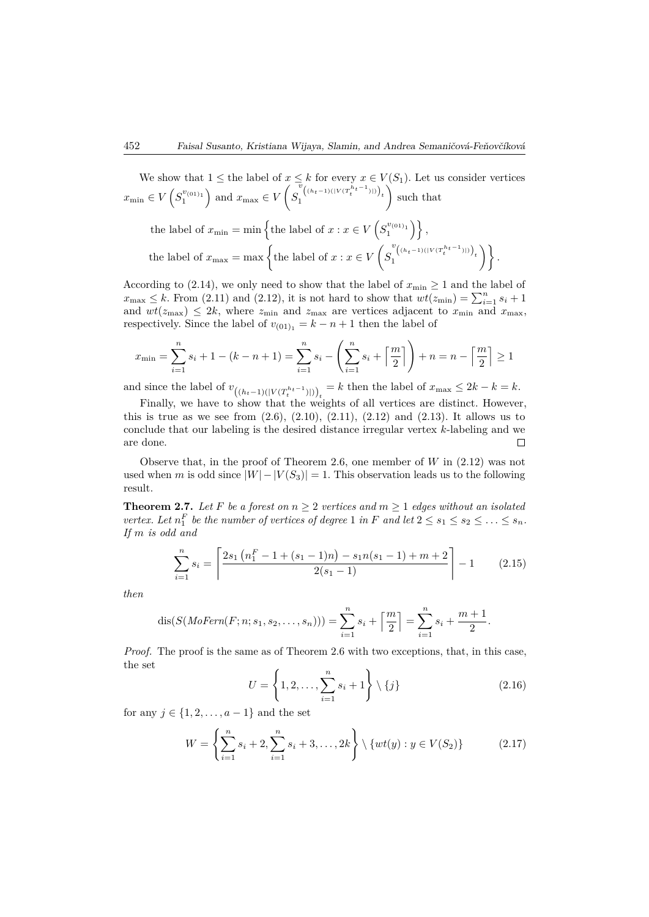We show that $1 \leq$ the label of $x \leq k$ for every $x \in V(S_1)$. Let us consider vertices $x_{\min} \in V\left(S_1^{v_{(01)_1}}\right)$ and $x_{\max} \in V\left(S_1^{v_{\left((h_t-1)(|V(T_t^{h_t-1})|)\right)_t}}\right)$ such that

$$\text{the label of } x_{\min} = \min\left\{\text{the label of } x : x \in V\left(S_1^{v_{(01)_1}}\right)\right\},$$

$$\text{the label of } x_{\max} = \max\left\{\text{the label of } x : x \in V\left(S_1^{v_{\left((h_t-1)(|V(T_t^{h_t-1})|)\right)_t}}\right)\right\}.$$

According to (2.14), we only need to show that the label of $x_{\min} \geq 1$ and the label of $x_{\max} \leq k$. From (2.11) and (2.12), it is not hard to show that $wt(z_{\min}) = \sum_{i=1}^{n} s_i + 1$ and $wt(z_{\max}) \leq 2k$, where $z_{\min}$ and $z_{\max}$ are vertices adjacent to $x_{\min}$ and $x_{\max}$, respectively. Since the label of $v_{(01)_1} = k - n + 1$ then the label of

$$x_{\min} = \sum_{i=1}^{n} s_i + 1 - (k - n + 1) = \sum_{i=1}^{n} s_i - \left(\sum_{i=1}^{n} s_i + \left\lceil \frac{m}{2} \right\rceil\right) + n = n - \left\lceil \frac{m}{2} \right\rceil \geq 1$$

and since the label of $v_{\left((h_t-1)(|V(T_t^{h_t-1})|)\right)_t} = k$ then the label of $x_{\max} \leq 2k - k = k$.

Finally, we have to show that the weights of all vertices are distinct. However, this is true as we see from (2.6), (2.10), (2.11), (2.12) and (2.13). It allows us to conclude that our labeling is the desired distance irregular vertex $k$-labeling and we are done. □

Observe that, in the proof of Theorem 2.6, one member of $W$ in (2.12) was not used when $m$ is odd since $|W| - |V(S_3)| = 1$. This observation leads us to the following result.

**Theorem 2.7.** *Let $F$ be a forest on $n \geq 2$ vertices and $m \geq 1$ edges without an isolated vertex. Let $n_1^F$ be the number of vertices of degree 1 in $F$ and let $2 \leq s_1 \leq s_2 \leq \ldots \leq s_n$. If $m$ is odd and*

$$\sum_{i=1}^{n} s_i = \left\lceil \frac{2s_1\left(n_1^F - 1 + (s_1 - 1)n\right) - s_1 n(s_1 - 1) + m + 2}{2(s_1 - 1)} \right\rceil - 1 \tag{2.15}$$

*then*

$$\operatorname{dis}(S(MoFern(F; n; s_1, s_2, \ldots, s_n))) = \sum_{i=1}^{n} s_i + \left\lceil \frac{m}{2} \right\rceil = \sum_{i=1}^{n} s_i + \frac{m+1}{2}.$$

*Proof.* The proof is the same as of Theorem 2.6 with two exceptions, that, in this case, the set

$$U = \left\{1, 2, \ldots, \sum_{i=1}^{n} s_i + 1\right\} \setminus \{j\} \tag{2.16}$$

for any $j \in \{1, 2, \ldots, a - 1\}$ and the set

$$W = \left\{\sum_{i=1}^{n} s_i + 2, \sum_{i=1}^{n} s_i + 3, \ldots, 2k\right\} \setminus \{wt(y) : y \in V(S_2)\} \tag{2.17}$$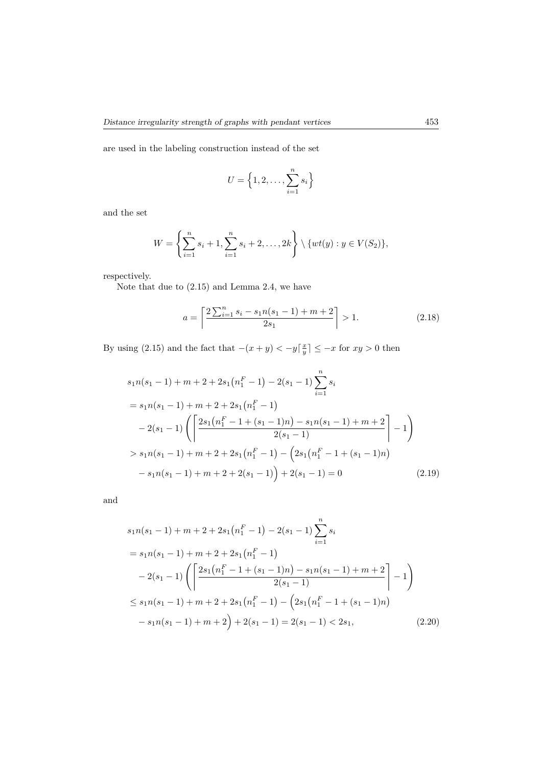are used in the labeling construction instead of the set

$$U = \Big\{1, 2, \ldots, \sum_{i=1}^{n} s_i\Big\}$$

and the set

$$W = \left\{\sum_{i=1}^{n} s_i + 1, \sum_{i=1}^{n} s_i + 2, \ldots, 2k\right\} \setminus \{wt(y) : y \in V(S_2)\},$$

respectively.

Note that due to (2.15) and Lemma 2.4, we have

$$a = \left\lceil \frac{2\sum_{i=1}^{n} s_i - s_1 n(s_1 - 1) + m + 2}{2s_1} \right\rceil > 1. \tag{2.18}$$

By using (2.15) and the fact that $-(x + y) < -y\lceil \frac{x}{y} \rceil \le -x$ for $xy > 0$ then

$$\begin{aligned}
&s_1 n(s_1 - 1) + m + 2 + 2s_1\big(n_1^F - 1\big) - 2(s_1 - 1)\sum_{i=1}^{n} s_i \\
&= s_1 n(s_1 - 1) + m + 2 + 2s_1\big(n_1^F - 1\big) \\
&\quad - 2(s_1 - 1)\left(\left\lceil \frac{2s_1\big(n_1^F - 1 + (s_1 - 1)n\big) - s_1 n(s_1 - 1) + m + 2}{2(s_1 - 1)} \right\rceil - 1\right) \\
&> s_1 n(s_1 - 1) + m + 2 + 2s_1\big(n_1^F - 1\big) - \Big(2s_1\big(n_1^F - 1 + (s_1 - 1)n\big) \\
&\quad - s_1 n(s_1 - 1) + m + 2 + 2(s_1 - 1)\Big) + 2(s_1 - 1) = 0
\end{aligned} \tag{2.19}$$

and

$$\begin{aligned}
&s_1 n(s_1 - 1) + m + 2 + 2s_1\big(n_1^F - 1\big) - 2(s_1 - 1)\sum_{i=1}^{n} s_i \\
&= s_1 n(s_1 - 1) + m + 2 + 2s_1\big(n_1^F - 1\big) \\
&\quad - 2(s_1 - 1)\left(\left\lceil \frac{2s_1\big(n_1^F - 1 + (s_1 - 1)n\big) - s_1 n(s_1 - 1) + m + 2}{2(s_1 - 1)} \right\rceil - 1\right) \\
&\le s_1 n(s_1 - 1) + m + 2 + 2s_1\big(n_1^F - 1\big) - \Big(2s_1\big(n_1^F - 1 + (s_1 - 1)n\big) \\
&\quad - s_1 n(s_1 - 1) + m + 2\Big) + 2(s_1 - 1) = 2(s_1 - 1) < 2s_1,
\end{aligned} \tag{2.20}$$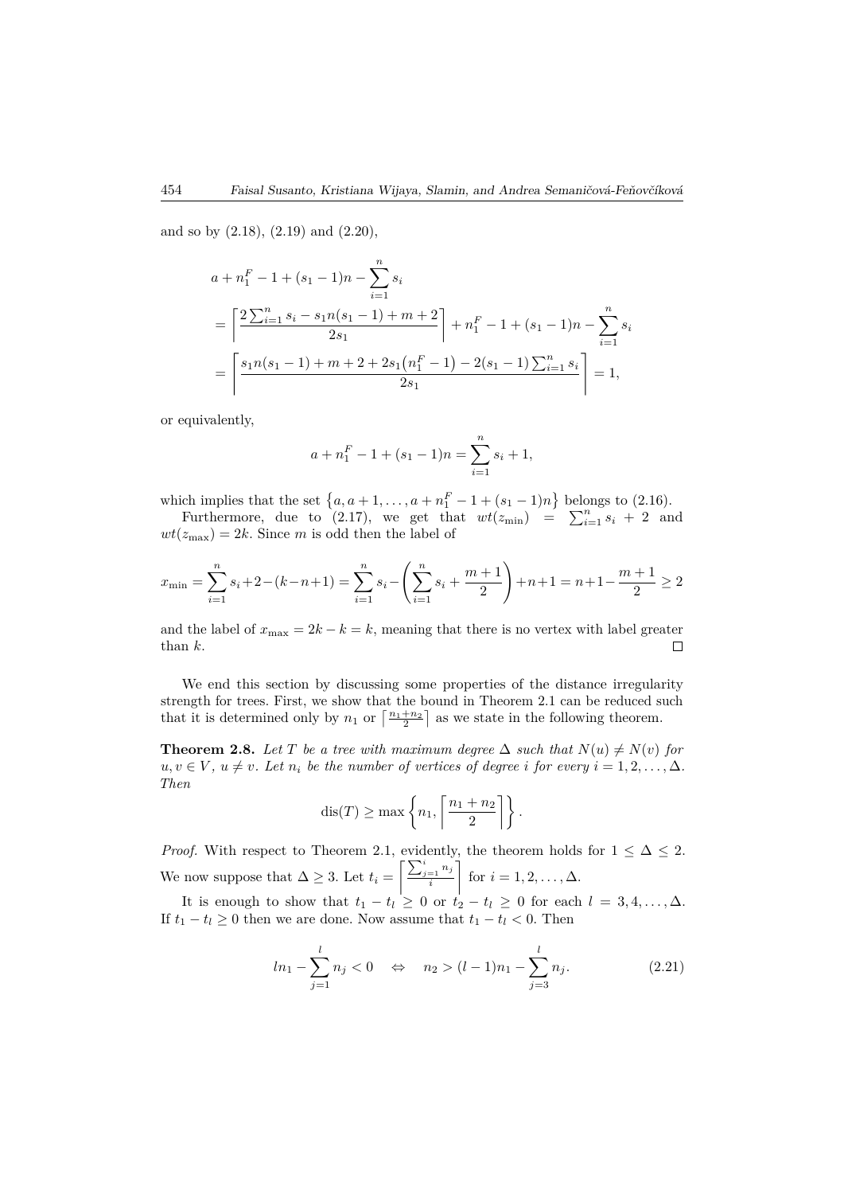and so by (2.18), (2.19) and (2.20),

$$
\begin{aligned}
&a + n_1^F - 1 + (s_1 - 1)n - \sum_{i=1}^{n} s_i \\
&= \left\lceil \frac{2\sum_{i=1}^{n} s_i - s_1 n(s_1 - 1) + m + 2}{2s_1} \right\rceil + n_1^F - 1 + (s_1 - 1)n - \sum_{i=1}^{n} s_i \\
&= \left\lceil \frac{s_1 n(s_1 - 1) + m + 2 + 2s_1\big(n_1^F - 1\big) - 2(s_1 - 1)\sum_{i=1}^{n} s_i}{2s_1} \right\rceil = 1,
\end{aligned}
$$

or equivalently,

$$
a + n_1^F - 1 + (s_1 - 1)n = \sum_{i=1}^{n} s_i + 1,
$$

which implies that the set $\{a, a+1, \dots, a + n_1^F - 1 + (s_1 - 1)n\}$ belongs to (2.16).

Furthermore, due to (2.17), we get that $wt(z_{\min}) = \sum_{i=1}^{n} s_i + 2$ and $wt(z_{\max}) = 2k$. Since $m$ is odd then the label of

$$
x_{\min} = \sum_{i=1}^{n} s_i + 2 - (k - n + 1) = \sum_{i=1}^{n} s_i - \left( \sum_{i=1}^{n} s_i + \frac{m+1}{2} \right) + n + 1 = n + 1 - \frac{m+1}{2} \geq 2
$$

and the label of $x_{\max} = 2k - k = k$, meaning that there is no vertex with label greater than $k$. □

We end this section by discussing some properties of the distance irregularity strength for trees. First, we show that the bound in Theorem 2.1 can be reduced such that it is determined only by $n_1$ or $\left\lceil \frac{n_1+n_2}{2} \right\rceil$ as we state in the following theorem.

**Theorem 2.8.** *Let $T$ be a tree with maximum degree $\Delta$ such that $N(u) \neq N(v)$ for $u, v \in V$, $u \neq v$. Let $n_i$ be the number of vertices of degree $i$ for every $i = 1, 2, \dots, \Delta$. Then*

$$
\operatorname{dis}(T) \geq \max \left\{ n_1, \left\lceil \frac{n_1 + n_2}{2} \right\rceil \right\}.
$$

*Proof.* With respect to Theorem 2.1, evidently, the theorem holds for $1 \leq \Delta \leq 2$. We now suppose that $\Delta \geq 3$. Let $t_i = \left\lceil \frac{\sum_{j=1}^{i} n_j}{i} \right\rceil$ for $i = 1, 2, \dots, \Delta$.

It is enough to show that $t_1 - t_l \geq 0$ or $t_2 - t_l \geq 0$ for each $l = 3, 4, \dots, \Delta$. If $t_1 - t_l \geq 0$ then we are done. Now assume that $t_1 - t_l < 0$. Then

$$
l n_1 - \sum_{j=1}^{l} n_j < 0 \quad \Leftrightarrow \quad n_2 > (l-1)n_1 - \sum_{j=3}^{l} n_j. \tag{2.21}
$$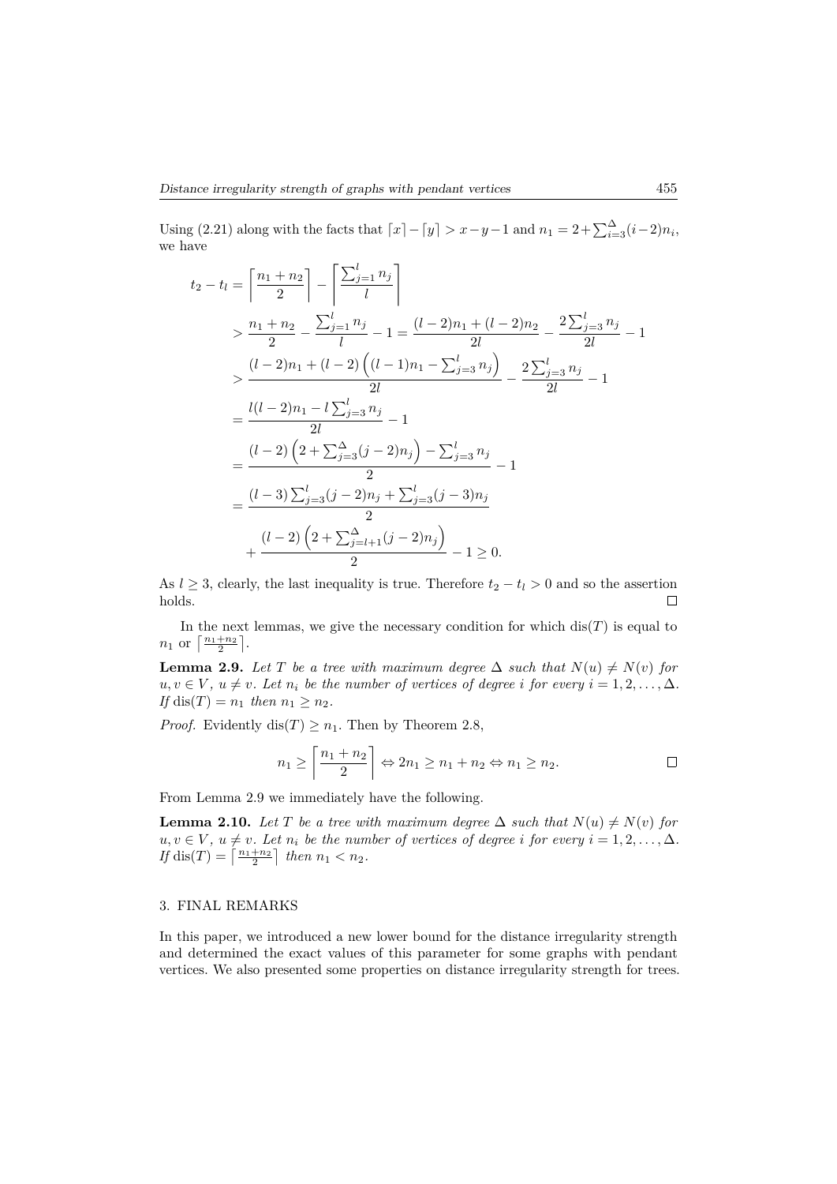Using (2.21) along with the facts that $\lceil x \rceil - \lceil y \rceil > x - y - 1$ and $n_1 = 2 + \sum_{i=3}^{\Delta}(i-2)n_i$, we have

$$
\begin{aligned}
t_2 - t_l &= \left\lceil \frac{n_1 + n_2}{2} \right\rceil - \left\lceil \frac{\sum_{j=1}^{l} n_j}{l} \right\rceil \\
&> \frac{n_1 + n_2}{2} - \frac{\sum_{j=1}^{l} n_j}{l} - 1 = \frac{(l-2)n_1 + (l-2)n_2}{2l} - \frac{2\sum_{j=3}^{l} n_j}{2l} - 1 \\
&> \frac{(l-2)n_1 + (l-2)\left((l-1)n_1 - \sum_{j=3}^{l} n_j\right)}{2l} - \frac{2\sum_{j=3}^{l} n_j}{2l} - 1 \\
&= \frac{l(l-2)n_1 - l\sum_{j=3}^{l} n_j}{2l} - 1 \\
&= \frac{(l-2)\left(2 + \sum_{j=3}^{\Delta}(j-2)n_j\right) - \sum_{j=3}^{l} n_j}{2} - 1 \\
&= \frac{(l-3)\sum_{j=3}^{l}(j-2)n_j + \sum_{j=3}^{l}(j-3)n_j}{2} \\
&\quad + \frac{(l-2)\left(2 + \sum_{j=l+1}^{\Delta}(j-2)n_j\right)}{2} - 1 \geq 0.
\end{aligned}
$$

As $l \geq 3$, clearly, the last inequality is true. Therefore $t_2 - t_l > 0$ and so the assertion holds. $\square$

In the next lemmas, we give the necessary condition for which $\operatorname{dis}(T)$ is equal to $n_1$ or $\left\lceil \frac{n_1+n_2}{2} \right\rceil$.

**Lemma 2.9.** *Let $T$ be a tree with maximum degree $\Delta$ such that $N(u) \neq N(v)$ for $u, v \in V$, $u \neq v$. Let $n_i$ be the number of vertices of degree $i$ for every $i = 1, 2, \ldots, \Delta$. If $\operatorname{dis}(T) = n_1$ then $n_1 \geq n_2$.*

*Proof.* Evidently $\operatorname{dis}(T) \geq n_1$. Then by Theorem 2.8,

$$
n_1 \geq \left\lceil \frac{n_1 + n_2}{2} \right\rceil \Leftrightarrow 2n_1 \geq n_1 + n_2 \Leftrightarrow n_1 \geq n_2. \qquad \square
$$

From Lemma 2.9 we immediately have the following.

**Lemma 2.10.** *Let $T$ be a tree with maximum degree $\Delta$ such that $N(u) \neq N(v)$ for $u, v \in V$, $u \neq v$. Let $n_i$ be the number of vertices of degree $i$ for every $i = 1, 2, \ldots, \Delta$. If $\operatorname{dis}(T) = \left\lceil \frac{n_1+n_2}{2} \right\rceil$ then $n_1 < n_2$.*

## 3. FINAL REMARKS

In this paper, we introduced a new lower bound for the distance irregularity strength and determined the exact values of this parameter for some graphs with pendant vertices. We also presented some properties on distance irregularity strength for trees.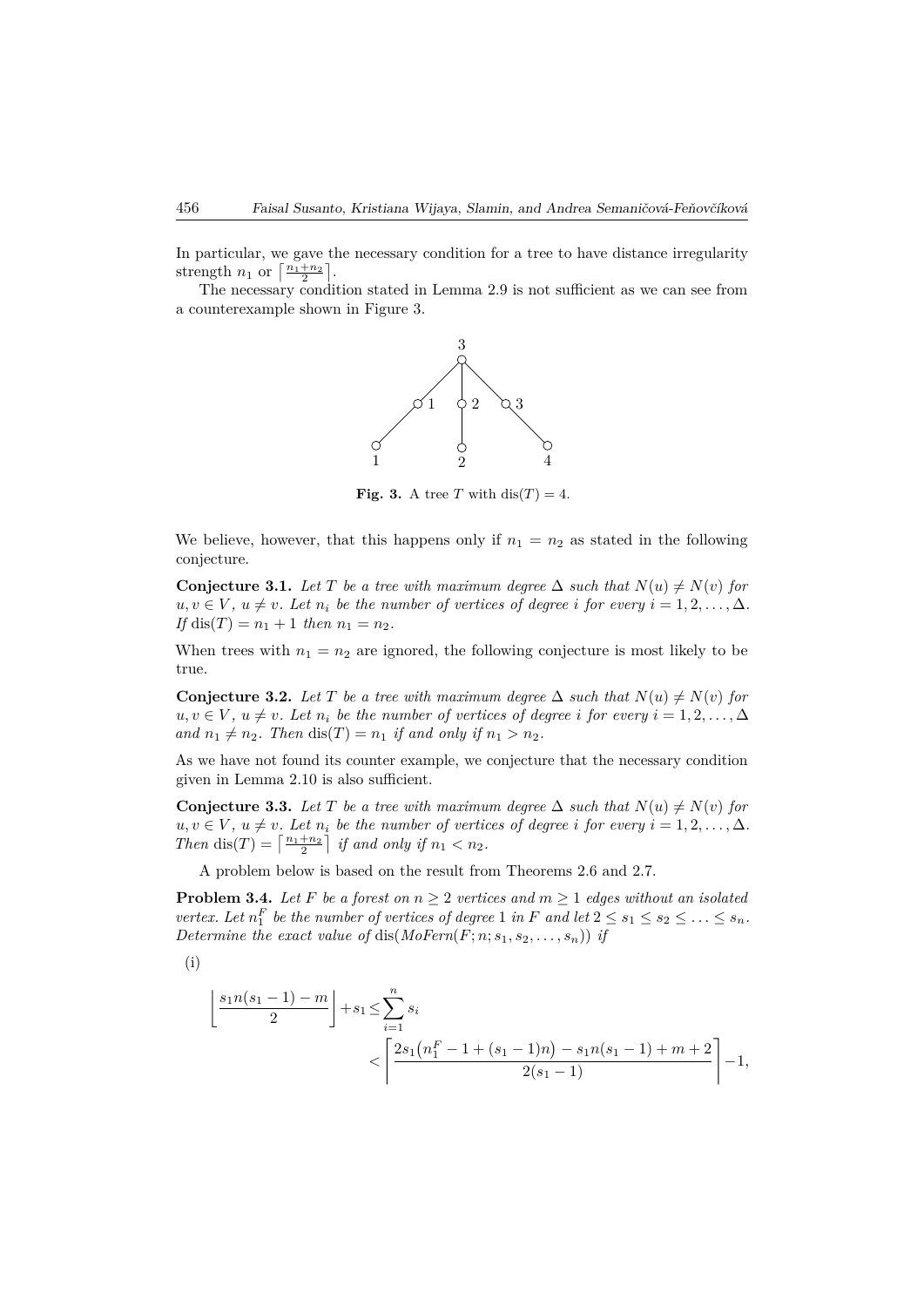In particular, we gave the necessary condition for a tree to have distance irregularity strength $n_1$ or $\lceil \frac{n_1+n_2}{2} \rceil$.

The necessary condition stated in Lemma 2.9 is not sufficient as we can see from a counterexample shown in Figure 3.

**Fig. 3.** A tree $T$ with $\mathrm{dis}(T) = 4$.

We believe, however, that this happens only if $n_1 = n_2$ as stated in the following conjecture.

**Conjecture 3.1.** *Let $T$ be a tree with maximum degree $\Delta$ such that $N(u) \neq N(v)$ for $u, v \in V$, $u \neq v$. Let $n_i$ be the number of vertices of degree $i$ for every $i = 1, 2, \ldots, \Delta$. If $\mathrm{dis}(T) = n_1 + 1$ then $n_1 = n_2$.*

When trees with $n_1 = n_2$ are ignored, the following conjecture is most likely to be true.

**Conjecture 3.2.** *Let $T$ be a tree with maximum degree $\Delta$ such that $N(u) \neq N(v)$ for $u, v \in V$, $u \neq v$. Let $n_i$ be the number of vertices of degree $i$ for every $i = 1, 2, \ldots, \Delta$ and $n_1 \neq n_2$. Then $\mathrm{dis}(T) = n_1$ if and only if $n_1 > n_2$.*

As we have not found its counter example, we conjecture that the necessary condition given in Lemma 2.10 is also sufficient.

**Conjecture 3.3.** *Let $T$ be a tree with maximum degree $\Delta$ such that $N(u) \neq N(v)$ for $u, v \in V$, $u \neq v$. Let $n_i$ be the number of vertices of degree $i$ for every $i = 1, 2, \ldots, \Delta$. Then $\mathrm{dis}(T) = \lceil \frac{n_1+n_2}{2} \rceil$ if and only if $n_1 < n_2$.*

A problem below is based on the result from Theorems 2.6 and 2.7.

**Problem 3.4.** *Let $F$ be a forest on $n \geq 2$ vertices and $m \geq 1$ edges without an isolated vertex. Let $n_1^F$ be the number of vertices of degree 1 in $F$ and let $2 \leq s_1 \leq s_2 \leq \ldots \leq s_n$. Determine the exact value of $\mathrm{dis}(MoFern(F; n; s_1, s_2, \ldots, s_n))$ if*

(i)

$$\left\lfloor \frac{s_1 n(s_1-1) - m}{2} \right\rfloor + s_1 \leq \sum_{i=1}^{n} s_i < \left\lceil \frac{2s_1\big(n_1^F - 1 + (s_1-1)n\big) - s_1 n(s_1-1) + m + 2}{2(s_1-1)} \right\rceil - 1,$$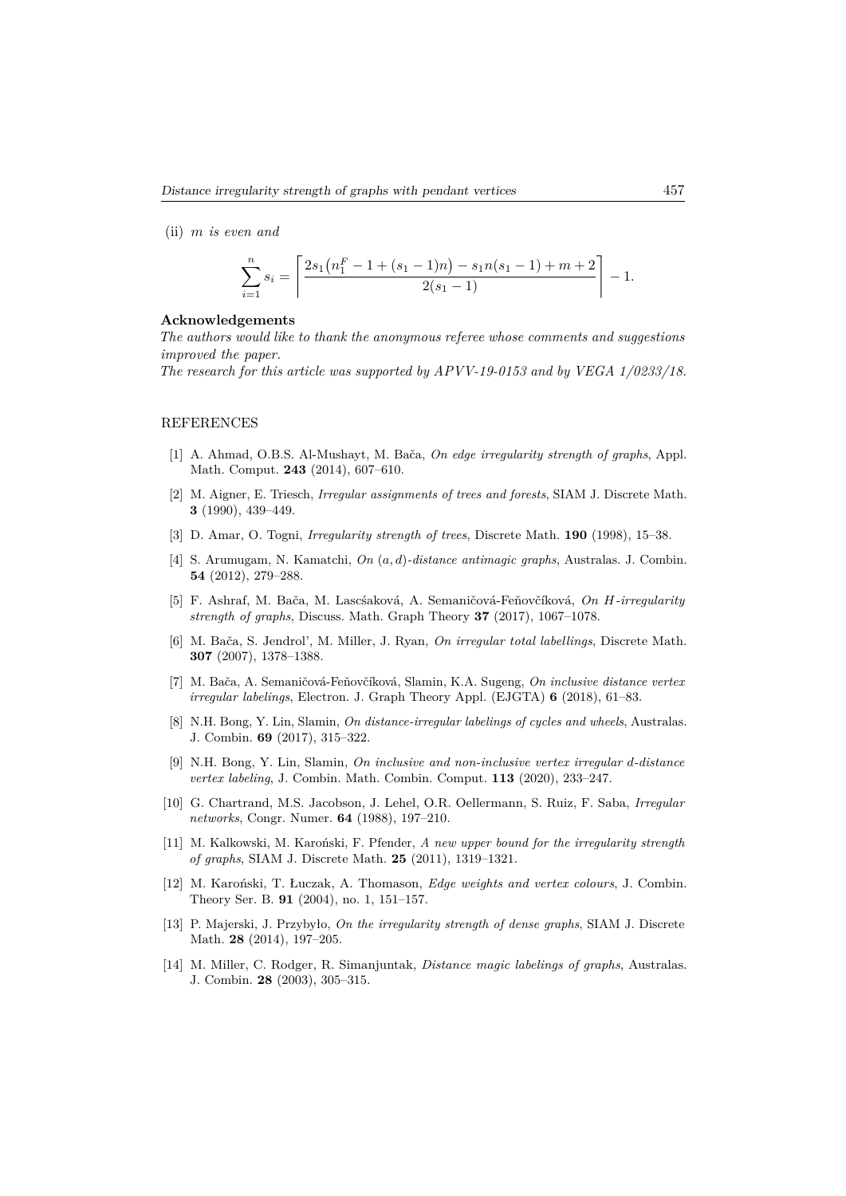(ii) *m is even and*

$$\sum_{i=1}^{n} s_i = \left\lceil \frac{2s_1\big(n_1^F - 1 + (s_1-1)n\big) - s_1 n(s_1-1) + m + 2}{2(s_1-1)} \right\rceil - 1.$$

**Acknowledgements**

*The authors would like to thank the anonymous referee whose comments and suggestions improved the paper.*

*The research for this article was supported by APVV-19-0153 and by VEGA 1/0233/18.*

## REFERENCES

[1] A. Ahmad, O.B.S. Al-Mushayt, M. Bača, *On edge irregularity strength of graphs*, Appl. Math. Comput. **243** (2014), 607–610.

[2] M. Aigner, E. Triesch, *Irregular assignments of trees and forests*, SIAM J. Discrete Math. **3** (1990), 439–449.

[3] D. Amar, O. Togni, *Irregularity strength of trees*, Discrete Math. **190** (1998), 15–38.

[4] S. Arumugam, N. Kamatchi, *On $(a,d)$-distance antimagic graphs*, Australas. J. Combin. **54** (2012), 279–288.

[5] F. Ashraf, M. Bača, M. Lascśaková, A. Semaničová-Feňovčíková, *On H-irregularity strength of graphs*, Discuss. Math. Graph Theory **37** (2017), 1067–1078.

[6] M. Bača, S. Jendrol', M. Miller, J. Ryan, *On irregular total labellings*, Discrete Math. **307** (2007), 1378–1388.

[7] M. Bača, A. Semaničová-Feňovčíková, Slamin, K.A. Sugeng, *On inclusive distance vertex irregular labelings*, Electron. J. Graph Theory Appl. (EJGTA) **6** (2018), 61–83.

[8] N.H. Bong, Y. Lin, Slamin, *On distance-irregular labelings of cycles and wheels*, Australas. J. Combin. **69** (2017), 315–322.

[9] N.H. Bong, Y. Lin, Slamin, *On inclusive and non-inclusive vertex irregular d-distance vertex labeling*, J. Combin. Math. Combin. Comput. **113** (2020), 233–247.

[10] G. Chartrand, M.S. Jacobson, J. Lehel, O.R. Oellermann, S. Ruiz, F. Saba, *Irregular networks*, Congr. Numer. **64** (1988), 197–210.

[11] M. Kalkowski, M. Karoński, F. Pfender, *A new upper bound for the irregularity strength of graphs*, SIAM J. Discrete Math. **25** (2011), 1319–1321.

[12] M. Karoński, T. Łuczak, A. Thomason, *Edge weights and vertex colours*, J. Combin. Theory Ser. B. **91** (2004), no. 1, 151–157.

[13] P. Majerski, J. Przybyło, *On the irregularity strength of dense graphs*, SIAM J. Discrete Math. **28** (2014), 197–205.

[14] M. Miller, C. Rodger, R. Simanjuntak, *Distance magic labelings of graphs*, Australas. J. Combin. **28** (2003), 305–315.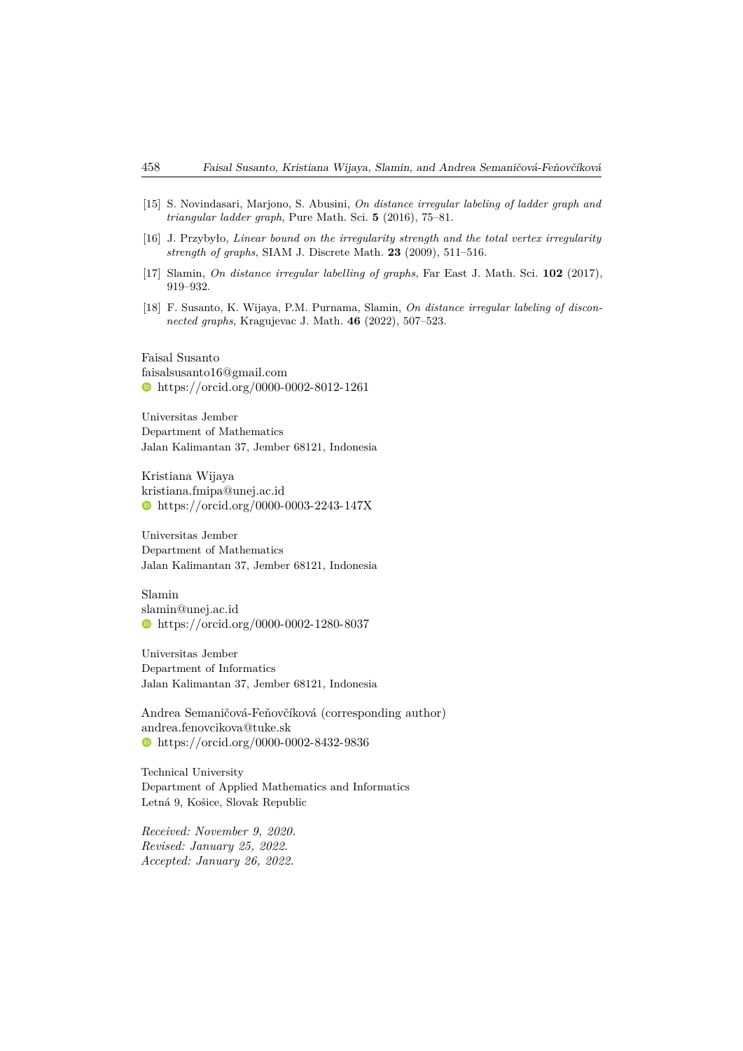[15] S. Novindasari, Marjono, S. Abusini, *On distance irregular labeling of ladder graph and triangular ladder graph*, Pure Math. Sci. **5** (2016), 75–81.

[16] J. Przybyło, *Linear bound on the irregularity strength and the total vertex irregularity strength of graphs*, SIAM J. Discrete Math. **23** (2009), 511–516.

[17] Slamin, *On distance irregular labelling of graphs*, Far East J. Math. Sci. **102** (2017), 919–932.

[18] F. Susanto, K. Wijaya, P.M. Purnama, Slamin, *On distance irregular labeling of disconnected graphs*, Kragujevac J. Math. **46** (2022), 507–523.

Faisal Susanto
faisalsusanto16@gmail.com
https://orcid.org/0000-0002-8012-1261

Universitas Jember
Department of Mathematics
Jalan Kalimantan 37, Jember 68121, Indonesia

Kristiana Wijaya
kristiana.fmipa@unej.ac.id
https://orcid.org/0000-0003-2243-147X

Universitas Jember
Department of Mathematics
Jalan Kalimantan 37, Jember 68121, Indonesia

Slamin
slamin@unej.ac.id
https://orcid.org/0000-0002-1280-8037

Universitas Jember
Department of Informatics
Jalan Kalimantan 37, Jember 68121, Indonesia

Andrea Semaničová-Feňovčíková (corresponding author)
andrea.fenovcikova@tuke.sk
https://orcid.org/0000-0002-8432-9836

Technical University
Department of Applied Mathematics and Informatics
Letná 9, Košice, Slovak Republic

*Received: November 9, 2020.*
*Revised: January 25, 2022.*
*Accepted: January 26, 2022.*